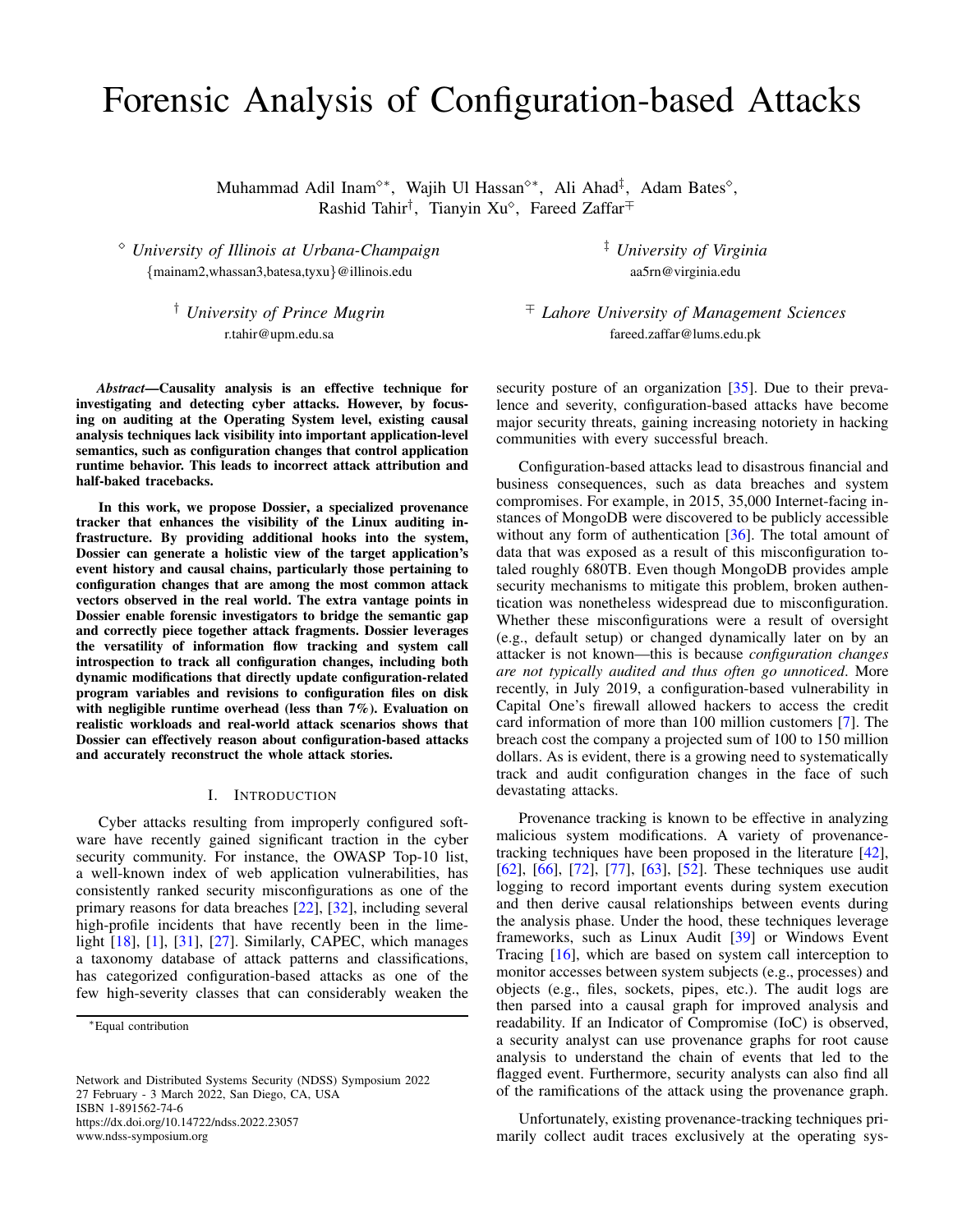# Forensic Analysis of Configuration-based Attacks

Muhammad Adil Inam[◇*], Wajih Ul Hassan[◇*], Ali Ahad[‡], Adam Bates[◇], Rashid Tahir[†], Tianyin Xu[◇], Fareed Zaffar[∓]

[◇] *University of Illinois at Urbana-Champaign*
{mainam2,whassan3,batesa,tyxu}@illinois.edu

[‡] *University of Virginia*
aa5rn@virginia.edu

[†] *University of Prince Mugrin*
r.tahir@upm.edu.sa

[∓] *Lahore University of Management Sciences*
fareed.zaffar@lums.edu.pk

***Abstract*—Causality analysis is an effective technique for investigating and detecting cyber attacks. However, by focusing on auditing at the Operating System level, existing causal analysis techniques lack visibility into important application-level semantics, such as configuration changes that control application runtime behavior. This leads to incorrect attack attribution and half-baked tracebacks.**

**In this work, we propose Dossier, a specialized provenance tracker that enhances the visibility of the Linux auditing infrastructure. By providing additional hooks into the system, Dossier can generate a holistic view of the target application's event history and causal chains, particularly those pertaining to configuration changes that are among the most common attack vectors observed in the real world. The extra vantage points in Dossier enable forensic investigators to bridge the semantic gap and correctly piece together attack fragments. Dossier leverages the versatility of information flow tracking and system call introspection to track all configuration changes, including both dynamic modifications that directly update configuration-related program variables and revisions to configuration files on disk with negligible runtime overhead (less than 7%). Evaluation on realistic workloads and real-world attack scenarios shows that Dossier can effectively reason about configuration-based attacks and accurately reconstruct the whole attack stories.**

## I. Introduction

Cyber attacks resulting from improperly configured software have recently gained significant traction in the cyber security community. For instance, the OWASP Top-10 list, a well-known index of web application vulnerabilities, has consistently ranked security misconfigurations as one of the primary reasons for data breaches [22], [32], including several high-profile incidents that have recently been in the limelight [18], [1], [31], [27]. Similarly, CAPEC, which manages a taxonomy database of attack patterns and classifications, has categorized configuration-based attacks as one of the few high-severity classes that can considerably weaken the security posture of an organization [35]. Due to their prevalence and severity, configuration-based attacks have become major security threats, gaining increasing notoriety in hacking communities with every successful breach.

Configuration-based attacks lead to disastrous financial and business consequences, such as data breaches and system compromises. For example, in 2015, 35,000 Internet-facing instances of MongoDB were discovered to be publicly accessible without any form of authentication [36]. The total amount of data that was exposed as a result of this misconfiguration totaled roughly 680TB. Even though MongoDB provides ample security mechanisms to mitigate this problem, broken authentication was nonetheless widespread due to misconfiguration. Whether these misconfigurations were a result of oversight (e.g., default setup) or changed dynamically later on by an attacker is not known—this is because *configuration changes are not typically audited and thus often go unnoticed*. More recently, in July 2019, a configuration-based vulnerability in Capital One's firewall allowed hackers to access the credit card information of more than 100 million customers [7]. The breach cost the company a projected sum of 100 to 150 million dollars. As is evident, there is a growing need to systematically track and audit configuration changes in the face of such devastating attacks.

Provenance tracking is known to be effective in analyzing malicious system modifications. A variety of provenance-tracking techniques have been proposed in the literature [42], [62], [66], [72], [77], [63], [52]. These techniques use audit logging to record important events during system execution and then derive causal relationships between events during the analysis phase. Under the hood, these techniques leverage frameworks, such as Linux Audit [39] or Windows Event Tracing [16], which are based on system call interception to monitor accesses between system subjects (e.g., processes) and objects (e.g., files, sockets, pipes, etc.). The audit logs are then parsed into a causal graph for improved analysis and readability. If an Indicator of Compromise (IoC) is observed, a security analyst can use provenance graphs for root cause analysis to understand the chain of events that led to the flagged event. Furthermore, security analysts can also find all of the ramifications of the attack using the provenance graph.

Unfortunately, existing provenance-tracking techniques primarily collect audit traces exclusively at the operating sys-

*Equal contribution

Network and Distributed Systems Security (NDSS) Symposium 2022
27 February - 3 March 2022, San Diego, CA, USA
ISBN 1-891562-74-6
https://dx.doi.org/10.14722/ndss.2022.23057
www.ndss-symposium.org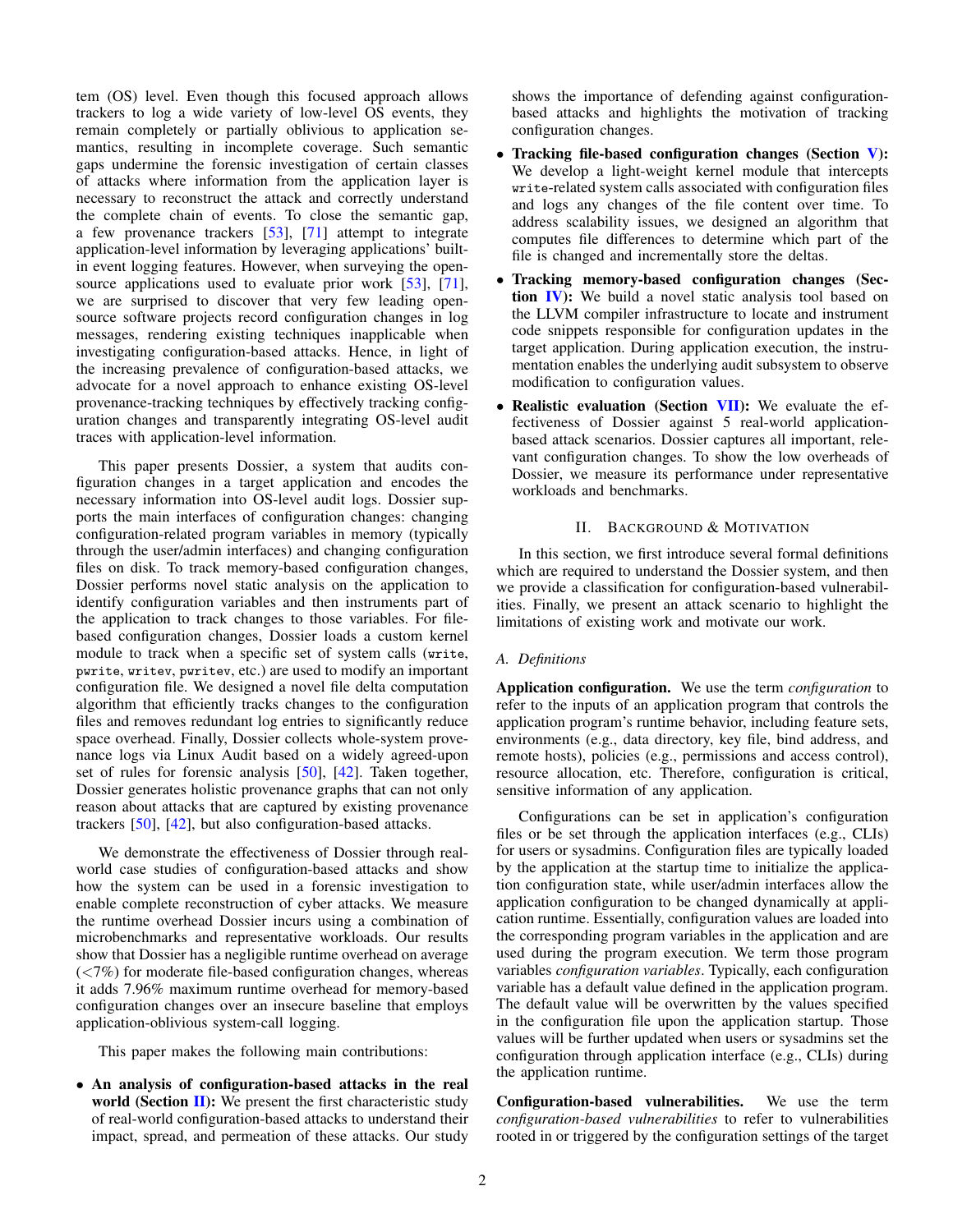tem (OS) level. Even though this focused approach allows trackers to log a wide variety of low-level OS events, they remain completely or partially oblivious to application semantics, resulting in incomplete coverage. Such semantic gaps undermine the forensic investigation of certain classes of attacks where information from the application layer is necessary to reconstruct the attack and correctly understand the complete chain of events. To close the semantic gap, a few provenance trackers [53], [71] attempt to integrate application-level information by leveraging applications' built-in event logging features. However, when surveying the open-source applications used to evaluate prior work [53], [71], we are surprised to discover that very few leading open-source software projects record configuration changes in log messages, rendering existing techniques inapplicable when investigating configuration-based attacks. Hence, in light of the increasing prevalence of configuration-based attacks, we advocate for a novel approach to enhance existing OS-level provenance-tracking techniques by effectively tracking configuration changes and transparently integrating OS-level audit traces with application-level information.

This paper presents Dossier, a system that audits configuration changes in a target application and encodes the necessary information into OS-level audit logs. Dossier supports the main interfaces of configuration changes: changing configuration-related program variables in memory (typically through the user/admin interfaces) and changing configuration files on disk. To track memory-based configuration changes, Dossier performs novel static analysis on the application to identify configuration variables and then instruments part of the application to track changes to those variables. For file-based configuration changes, Dossier loads a custom kernel module to track when a specific set of system calls (`write`, `pwrite`, `writev`, `pwritev`, etc.) are used to modify an important configuration file. We designed a novel file delta computation algorithm that efficiently tracks changes to the configuration files and removes redundant log entries to significantly reduce space overhead. Finally, Dossier collects whole-system provenance logs via Linux Audit based on a widely agreed-upon set of rules for forensic analysis [50], [42]. Taken together, Dossier generates holistic provenance graphs that can not only reason about attacks that are captured by existing provenance trackers [50], [42], but also configuration-based attacks.

We demonstrate the effectiveness of Dossier through real-world case studies of configuration-based attacks and show how the system can be used in a forensic investigation to enable complete reconstruction of cyber attacks. We measure the runtime overhead Dossier incurs using a combination of microbenchmarks and representative workloads. Our results show that Dossier has a negligible runtime overhead on average (<7%) for moderate file-based configuration changes, whereas it adds 7.96% maximum runtime overhead for memory-based configuration changes over an insecure baseline that employs application-oblivious system-call logging.

This paper makes the following main contributions:

- **An analysis of configuration-based attacks in the real world (Section II):** We present the first characteristic study of real-world configuration-based attacks to understand their impact, spread, and permeation of these attacks. Our study shows the importance of defending against configuration-based attacks and highlights the motivation of tracking configuration changes.
- **Tracking file-based configuration changes (Section V):** We develop a light-weight kernel module that intercepts `write`-related system calls associated with configuration files and logs any changes of the file content over time. To address scalability issues, we designed an algorithm that computes file differences to determine which part of the file is changed and incrementally store the deltas.
- **Tracking memory-based configuration changes (Section IV):** We build a novel static analysis tool based on the LLVM compiler infrastructure to locate and instrument code snippets responsible for configuration updates in the target application. During application execution, the instrumentation enables the underlying audit subsystem to observe modification to configuration values.
- **Realistic evaluation (Section VII):** We evaluate the effectiveness of Dossier against 5 real-world application-based attack scenarios. Dossier captures all important, relevant configuration changes. To show the low overheads of Dossier, we measure its performance under representative workloads and benchmarks.

## II. Background & Motivation

In this section, we first introduce several formal definitions which are required to understand the Dossier system, and then we provide a classification for configuration-based vulnerabilities. Finally, we present an attack scenario to highlight the limitations of existing work and motivate our work.

### A. Definitions

**Application configuration.** We use the term *configuration* to refer to the inputs of an application program that controls the application program's runtime behavior, including feature sets, environments (e.g., data directory, key file, bind address, and remote hosts), policies (e.g., permissions and access control), resource allocation, etc. Therefore, configuration is critical, sensitive information of any application.

Configurations can be set in application's configuration files or be set through the application interfaces (e.g., CLIs) for users or sysadmins. Configuration files are typically loaded by the application at the startup time to initialize the application configuration state, while user/admin interfaces allow the application configuration to be changed dynamically at application runtime. Essentially, configuration values are loaded into the corresponding program variables in the application and are used during the program execution. We term those program variables *configuration variables*. Typically, each configuration variable has a default value defined in the application program. The default value will be overwritten by the values specified in the configuration file upon the application startup. Those values will be further updated when users or sysadmins set the configuration through application interface (e.g., CLIs) during the application runtime.

**Configuration-based vulnerabilities.** We use the term *configuration-based vulnerabilities* to refer to vulnerabilities rooted in or triggered by the configuration settings of the target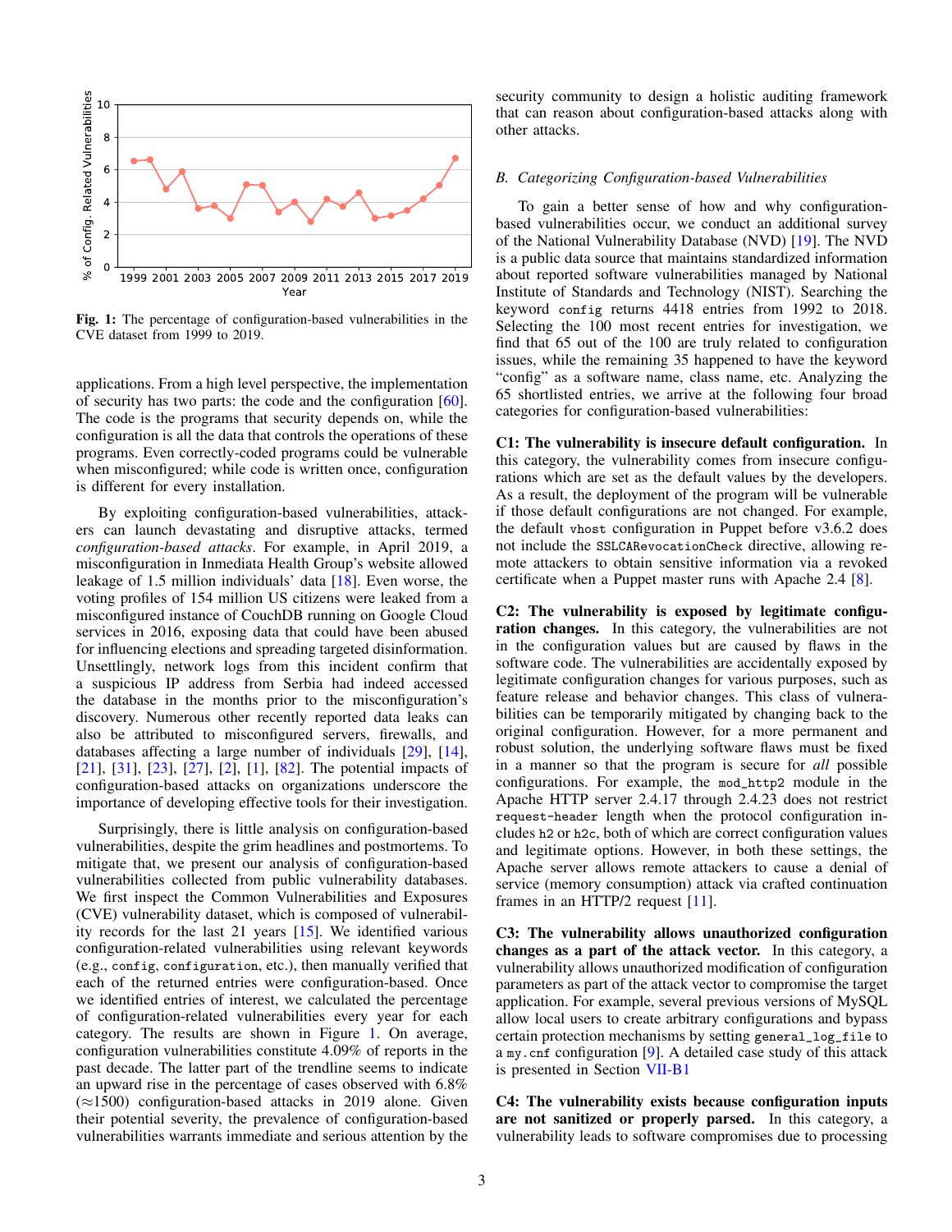**Fig. 1:** The percentage of configuration-based vulnerabilities in the CVE dataset from 1999 to 2019.

applications. From a high level perspective, the implementation of security has two parts: the code and the configuration [60]. The code is the programs that security depends on, while the configuration is all the data that controls the operations of these programs. Even correctly-coded programs could be vulnerable when misconfigured; while code is written once, configuration is different for every installation.

By exploiting configuration-based vulnerabilities, attackers can launch devastating and disruptive attacks, termed *configuration-based attacks*. For example, in April 2019, a misconfiguration in Inmediata Health Group's website allowed leakage of 1.5 million individuals' data [18]. Even worse, the voting profiles of 154 million US citizens were leaked from a misconfigured instance of CouchDB running on Google Cloud services in 2016, exposing data that could have been abused for influencing elections and spreading targeted disinformation. Unsettlingly, network logs from this incident confirm that a suspicious IP address from Serbia had indeed accessed the database in the months prior to the misconfiguration's discovery. Numerous other recently reported data leaks can also be attributed to misconfigured servers, firewalls, and databases affecting a large number of individuals [29], [14], [21], [31], [23], [27], [2], [1], [82]. The potential impacts of configuration-based attacks on organizations underscore the importance of developing effective tools for their investigation.

Surprisingly, there is little analysis on configuration-based vulnerabilities, despite the grim headlines and postmortems. To mitigate that, we present our analysis of configuration-based vulnerabilities collected from public vulnerability databases. We first inspect the Common Vulnerabilities and Exposures (CVE) vulnerability dataset, which is composed of vulnerability records for the last 21 years [15]. We identified various configuration-related vulnerabilities using relevant keywords (e.g., `config`, `configuration`, etc.), then manually verified that each of the returned entries were configuration-based. Once we identified entries of interest, we calculated the percentage of configuration-related vulnerabilities every year for each category. The results are shown in Figure 1. On average, configuration vulnerabilities constitute 4.09% of reports in the past decade. The latter part of the trendline seems to indicate an upward rise in the percentage of cases observed with 6.8% (≈1500) configuration-based attacks in 2019 alone. Given their potential severity, the prevalence of configuration-based vulnerabilities warrants immediate and serious attention by the security community to design a holistic auditing framework that can reason about configuration-based attacks along with other attacks.

### B. Categorizing Configuration-based Vulnerabilities

To gain a better sense of how and why configuration-based vulnerabilities occur, we conduct an additional survey of the National Vulnerability Database (NVD) [19]. The NVD is a public data source that maintains standardized information about reported software vulnerabilities managed by National Institute of Standards and Technology (NIST). Searching the keyword `config` returns 4418 entries from 1992 to 2018. Selecting the 100 most recent entries for investigation, we find that 65 out of the 100 are truly related to configuration issues, while the remaining 35 happened to have the keyword "config" as a software name, class name, etc. Analyzing the 65 shortlisted entries, we arrive at the following four broad categories for configuration-based vulnerabilities:

**C1: The vulnerability is insecure default configuration.** In this category, the vulnerability comes from insecure configurations which are set as the default values by the developers. As a result, the deployment of the program will be vulnerable if those default configurations are not changed. For example, the default `vhost` configuration in Puppet before v3.6.2 does not include the `SSLCARevocationCheck` directive, allowing remote attackers to obtain sensitive information via a revoked certificate when a Puppet master runs with Apache 2.4 [8].

**C2: The vulnerability is exposed by legitimate configuration changes.** In this category, the vulnerabilities are not in the configuration values but are caused by flaws in the software code. The vulnerabilities are accidentally exposed by legitimate configuration changes for various purposes, such as feature release and behavior changes. This class of vulnerabilities can be temporarily mitigated by changing back to the original configuration. However, for a more permanent and robust solution, the underlying software flaws must be fixed in a manner so that the program is secure for *all* possible configurations. For example, the `mod_http2` module in the Apache HTTP server 2.4.17 through 2.4.23 does not restrict `request-header` length when the protocol configuration includes `h2` or `h2c`, both of which are correct configuration values and legitimate options. However, in both these settings, the Apache server allows remote attackers to cause a denial of service (memory consumption) attack via crafted continuation frames in an HTTP/2 request [11].

**C3: The vulnerability allows unauthorized configuration changes as a part of the attack vector.** In this category, a vulnerability allows unauthorized modification of configuration parameters as part of the attack vector to compromise the target application. For example, several previous versions of MySQL allow local users to create arbitrary configurations and bypass certain protection mechanisms by setting `general_log_file` to a `my.cnf` configuration [9]. A detailed case study of this attack is presented in Section VII-B1

**C4: The vulnerability exists because configuration inputs are not sanitized or properly parsed.** In this category, a vulnerability leads to software compromises due to processing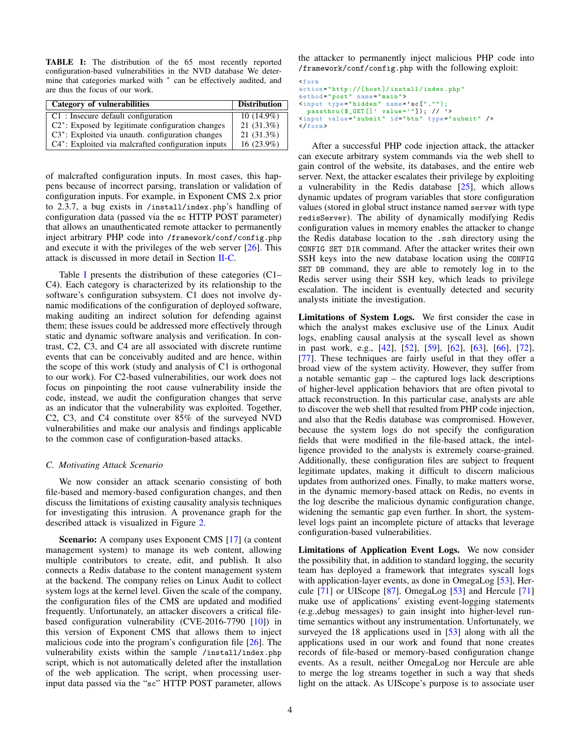**TABLE I:** The distribution of the 65 most recently reported configuration-based vulnerabilities in the NVD database We determine that categories marked with * can be effectively audited, and are thus the focus of our work.

| Category of vulnerabilities | Distribution |
|---|---|
| C1 : Insecure default configuration | 10 (14.9%) |
| C2*: Exposed by legitimate configuration changes | 21 (31.3%) |
| C3*: Exploited via unauth. configuration changes | 21 (31.3%) |
| C4*: Exploited via malcrafted configuration inputs | 16 (23.9%) |

of malcrafted configuration inputs. In most cases, this happens because of incorrect parsing, translation or validation of configuration inputs. For example, in Exponent CMS 2.x prior to 2.3.7, a bug exists in `/install/index.php`'s handling of configuration data (passed via the `sc` HTTP POST parameter) that allows an unauthenticated remote attacker to permanently inject arbitrary PHP code into `/framework/conf/config.php` and execute it with the privileges of the web server [26]. This attack is discussed in more detail in Section II-C.

Table I presents the distribution of these categories (C1–C4). Each category is characterized by its relationship to the software's configuration subsystem. C1 does not involve dynamic modifications of the configuration of deployed software, making auditing an indirect solution for defending against them; these issues could be addressed more effectively through static and dynamic software analysis and verification. In contrast, C2, C3, and C4 are all associated with discrete runtime events that can be conceivably audited and are hence, within the scope of this work (study and analysis of C1 is orthogonal to our work). For C2-based vulnerabilities, our work does not focus on pinpointing the root cause vulnerability inside the code, instead, we audit the configuration changes that serve as an indicator that the vulnerability was exploited. Together, C2, C3, and C4 constitute over 85% of the surveyed NVD vulnerabilities and make our analysis and findings applicable to the common case of configuration-based attacks.

### C. Motivating Attack Scenario

We now consider an attack scenario consisting of both file-based and memory-based configuration changes, and then discuss the limitations of existing causality analysis techniques for investigating this intrusion. A provenance graph for the described attack is visualized in Figure 2.

**Scenario:** A company uses Exponent CMS [17] (a content management system) to manage its web content, allowing multiple contributors to create, edit, and publish. It also connects a Redis database to the content management system at the backend. The company relies on Linux Audit to collect system logs at the kernel level. Given the scale of the company, the configuration files of the CMS are updated and modified frequently. Unfortunately, an attacker discovers a critical file-based configuration vulnerability (CVE-2016-7790 [10]) in this version of Exponent CMS that allows them to inject malicious code into the program's configuration file [26]. The vulnerability exists within the sample `/install/index.php` script, which is not automatically deleted after the installation of the web application. The script, when processing user-input data passed via the "`sc`" HTTP POST parameter, allows the attacker to permanently inject malicious PHP code into `/framework/conf/config.php` with the following exploit:

```
<form
action="http://[host]/install/index.php"
method="post" name="main">
<input type="hidden" name='sc[",");
  passthru($_GET[]' value='"]); // '>
<input value="submit" id="btn" type="submit" />
</form>
```

After a successful PHP code injection attack, the attacker can execute arbitrary system commands via the web shell to gain control of the website, its databases, and the entire web server. Next, the attacker escalates their privilege by exploiting a vulnerability in the Redis database [25], which allows dynamic updates of program variables that store configuration values (stored in global struct instance named `server` with type `redisServer`). The ability of dynamically modifying Redis configuration values in memory enables the attacker to change the Redis database location to the `.ssh` directory using the `CONFIG SET DIR` command. After the attacker writes their own SSH keys into the new database location using the `CONFIG SET DB` command, they are able to remotely log in to the Redis server using their SSH key, which leads to privilege escalation. The incident is eventually detected and security analysts initiate the investigation.

**Limitations of System Logs.** We first consider the case in which the analyst makes exclusive use of the Linux Audit logs, enabling causal analysis at the syscall level as shown in past work, e.g., [42], [52], [59], [62], [63], [66], [72], [77]. These techniques are fairly useful in that they offer a broad view of the system activity. However, they suffer from a notable semantic gap – the captured logs lack descriptions of higher-level application behaviors that are often pivotal to attack reconstruction. In this particular case, analysts are able to discover the web shell that resulted from PHP code injection, and also that the Redis database was compromised. However, because the system logs do not specify the configuration fields that were modified in the file-based attack, the intelligence provided to the analysts is extremely coarse-grained. Additionally, these configuration files are subject to frequent legitimate updates, making it difficult to discern malicious updates from authorized ones. Finally, to make matters worse, in the dynamic memory-based attack on Redis, no events in the log describe the malicious dynamic configuration change, widening the semantic gap even further. In short, the system-level logs paint an incomplete picture of attacks that leverage configuration-based vulnerabilities.

**Limitations of Application Event Logs.** We now consider the possibility that, in addition to standard logging, the security team has deployed a framework that integrates syscall logs with application-layer events, as done in OmegaLog [53], Hercule [71] or UIScope [87]. OmegaLog [53] and Hercule [71] make use of applications' existing event-logging statements (e.g.,debug messages) to gain insight into higher-level runtime semantics without any instrumentation. Unfortunately, we surveyed the 18 applications used in [53] along with all the applications used in our work and found that none creates records of file-based or memory-based configuration change events. As a result, neither OmegaLog nor Hercule are able to merge the log streams together in such a way that sheds light on the attack. As UIScope's purpose is to associate user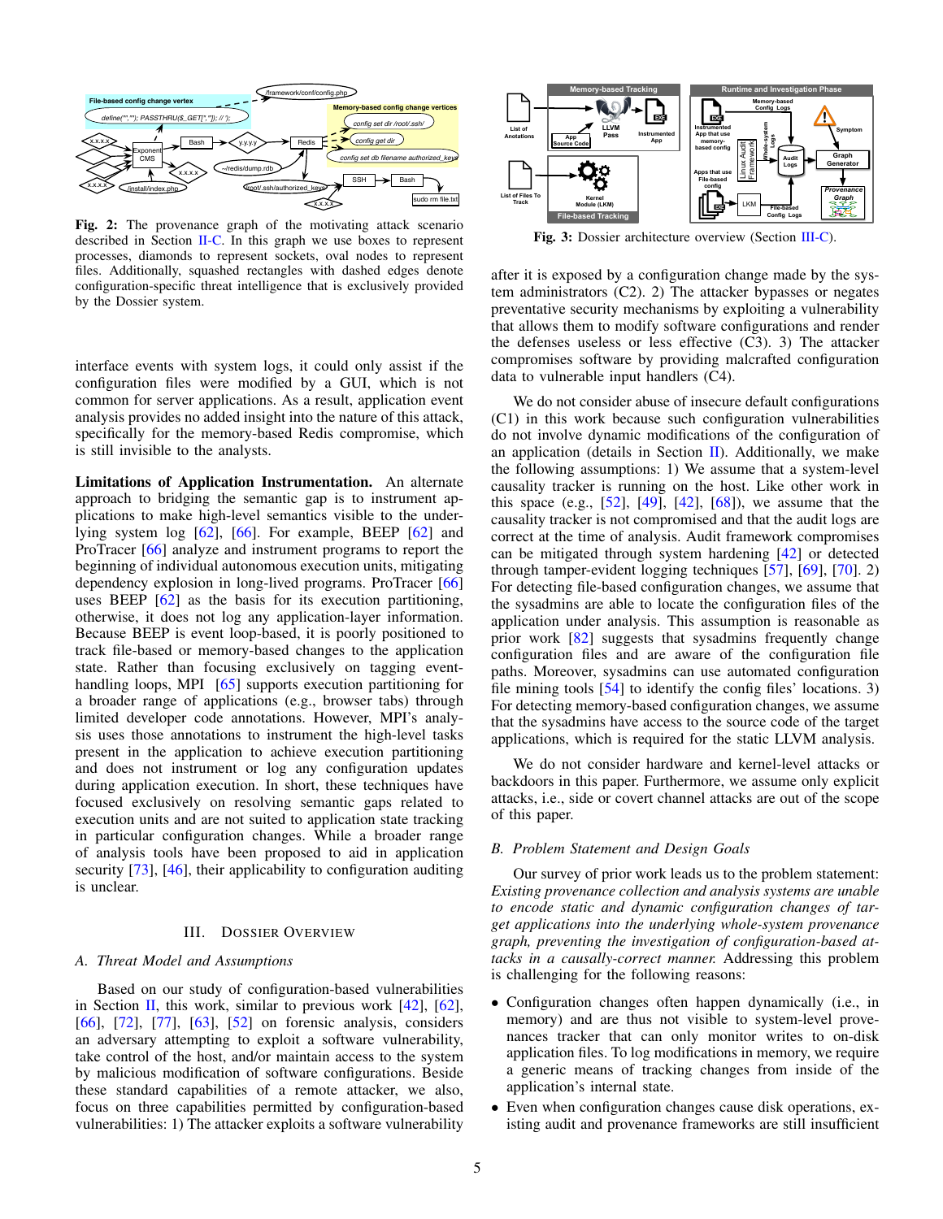Fig. 2: The provenance graph of the motivating attack scenario described in Section II-C. In this graph we use boxes to represent processes, diamonds to represent sockets, oval nodes to represent files. Additionally, squashed rectangles with dashed edges denote configuration-specific threat intelligence that is exclusively provided by the Dossier system.

interface events with system logs, it could only assist if the configuration files were modified by a GUI, which is not common for server applications. As a result, application event analysis provides no added insight into the nature of this attack, specifically for the memory-based Redis compromise, which is still invisible to the analysts.

**Limitations of Application Instrumentation.** An alternate approach to bridging the semantic gap is to instrument applications to make high-level semantics visible to the underlying system log [62], [66]. For example, BEEP [62] and ProTracer [66] analyze and instrument programs to report the beginning of individual autonomous execution units, mitigating dependency explosion in long-lived programs. ProTracer [66] uses BEEP [62] as the basis for its execution partitioning, otherwise, it does not log any application-layer information. Because BEEP is event loop-based, it is poorly positioned to track file-based or memory-based changes to the application state. Rather than focusing exclusively on tagging event-handling loops, MPI [65] supports execution partitioning for a broader range of applications (e.g., browser tabs) through limited developer code annotations. However, MPI's analysis uses those annotations to instrument the high-level tasks present in the application to achieve execution partitioning and does not instrument or log any configuration updates during application execution. In short, these techniques have focused exclusively on resolving semantic gaps related to execution units and are not suited to application state tracking in particular configuration changes. While a broader range of analysis tools have been proposed to aid in application security [73], [46], their applicability to configuration auditing is unclear.

## III. Dossier Overview

### A. Threat Model and Assumptions

Based on our study of configuration-based vulnerabilities in Section II, this work, similar to previous work [42], [62], [66], [72], [77], [63], [52] on forensic analysis, considers an adversary attempting to exploit a software vulnerability, take control of the host, and/or maintain access to the system by malicious modification of software configurations. Beside these standard capabilities of a remote attacker, we also, focus on three capabilities permitted by configuration-based vulnerabilities: 1) The attacker exploits a software vulnerability after it is exposed by a configuration change made by the system administrators (C2). 2) The attacker bypasses or negates preventative security mechanisms by exploiting a vulnerability that allows them to modify software configurations and render the defenses useless or less effective (C3). 3) The attacker compromises software by providing malcrafted configuration data to vulnerable input handlers (C4).

Fig. 3: Dossier architecture overview (Section III-C).

We do not consider abuse of insecure default configurations (C1) in this work because such configuration vulnerabilities do not involve dynamic modifications of the configuration of an application (details in Section II). Additionally, we make the following assumptions: 1) We assume that a system-level causality tracker is running on the host. Like other work in this space (e.g., [52], [49], [42], [68]), we assume that the causality tracker is not compromised and that the audit logs are correct at the time of analysis. Audit framework compromises can be mitigated through system hardening [42] or detected through tamper-evident logging techniques [57], [69], [70]. 2) For detecting file-based configuration changes, we assume that the sysadmins are able to locate the configuration files of the application under analysis. This assumption is reasonable as prior work [82] suggests that sysadmins frequently change configuration files and are aware of the configuration file paths. Moreover, sysadmins can use automated configuration file mining tools [54] to identify the config files' locations. 3) For detecting memory-based configuration changes, we assume that the sysadmins have access to the source code of the target applications, which is required for the static LLVM analysis.

We do not consider hardware and kernel-level attacks or backdoors in this paper. Furthermore, we assume only explicit attacks, i.e., side or covert channel attacks are out of the scope of this paper.

### B. Problem Statement and Design Goals

Our survey of prior work leads us to the problem statement: *Existing provenance collection and analysis systems are unable to encode static and dynamic configuration changes of target applications into the underlying whole-system provenance graph, preventing the investigation of configuration-based attacks in a causally-correct manner.* Addressing this problem is challenging for the following reasons:

- Configuration changes often happen dynamically (i.e., in memory) and are thus not visible to system-level provenances tracker that can only monitor writes to on-disk application files. To log modifications in memory, we require a generic means of tracking changes from inside of the application's internal state.
- Even when configuration changes cause disk operations, existing audit and provenance frameworks are still insufficient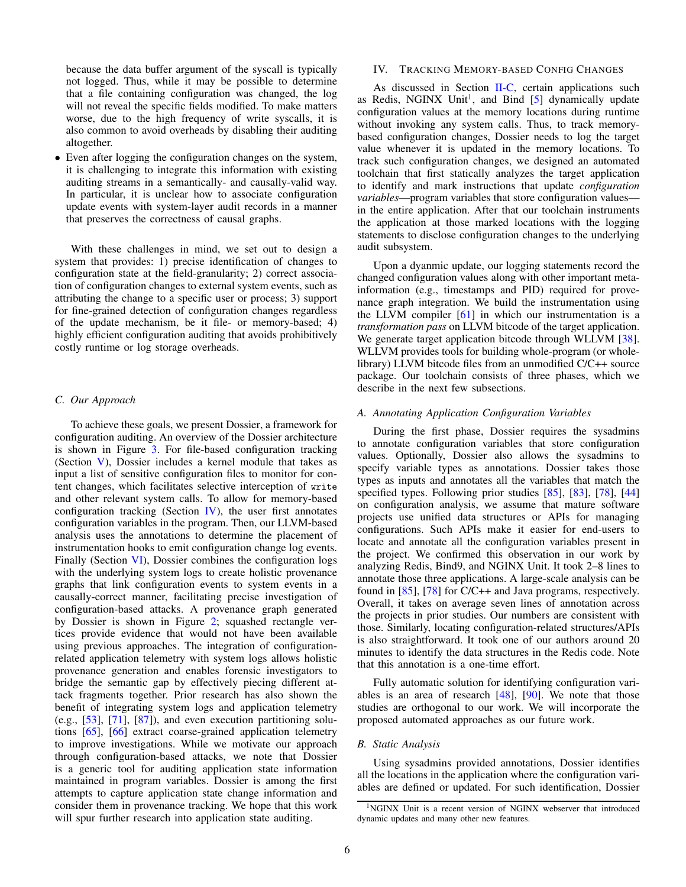because the data buffer argument of the syscall is typically not logged. Thus, while it may be possible to determine that a file containing configuration was changed, the log will not reveal the specific fields modified. To make matters worse, due to the high frequency of write syscalls, it is also common to avoid overheads by disabling their auditing altogether.

- Even after logging the configuration changes on the system, it is challenging to integrate this information with existing auditing streams in a semantically- and causally-valid way. In particular, it is unclear how to associate configuration update events with system-layer audit records in a manner that preserves the correctness of causal graphs.

With these challenges in mind, we set out to design a system that provides: 1) precise identification of changes to configuration state at the field-granularity; 2) correct association of configuration changes to external system events, such as attributing the change to a specific user or process; 3) support for fine-grained detection of configuration changes regardless of the update mechanism, be it file- or memory-based; 4) highly efficient configuration auditing that avoids prohibitively costly runtime or log storage overheads.

### C. Our Approach

To achieve these goals, we present Dossier, a framework for configuration auditing. An overview of the Dossier architecture is shown in Figure 3. For file-based configuration tracking (Section V), Dossier includes a kernel module that takes as input a list of sensitive configuration files to monitor for content changes, which facilitates selective interception of `write` and other relevant system calls. To allow for memory-based configuration tracking (Section IV), the user first annotates configuration variables in the program. Then, our LLVM-based analysis uses the annotations to determine the placement of instrumentation hooks to emit configuration change log events. Finally (Section VI), Dossier combines the configuration logs with the underlying system logs to create holistic provenance graphs that link configuration events to system events in a causally-correct manner, facilitating precise investigation of configuration-based attacks. A provenance graph generated by Dossier is shown in Figure 2; squashed rectangle vertices provide evidence that would not have been available using previous approaches. The integration of configuration-related application telemetry with system logs allows holistic provenance generation and enables forensic investigators to bridge the semantic gap by effectively piecing different attack fragments together. Prior research has also shown the benefit of integrating system logs and application telemetry (e.g., [53], [71], [87]), and even execution partitioning solutions [65], [66] extract coarse-grained application telemetry to improve investigations. While we motivate our approach through configuration-based attacks, we note that Dossier is a generic tool for auditing application state information maintained in program variables. Dossier is among the first attempts to capture application state change information and consider them in provenance tracking. We hope that this work will spur further research into application state auditing.

## IV. Tracking Memory-based Config Changes

As discussed in Section II-C, certain applications such as Redis, NGINX Unit[1], and Bind [5] dynamically update configuration values at the memory locations during runtime without invoking any system calls. Thus, to track memory-based configuration changes, Dossier needs to log the target value whenever it is updated in the memory locations. To track such configuration changes, we designed an automated toolchain that first statically analyzes the target application to identify and mark instructions that update *configuration variables*—program variables that store configuration values—in the entire application. After that our toolchain instruments the application at those marked locations with the logging statements to disclose configuration changes to the underlying audit subsystem.

Upon a dyanmic update, our logging statements record the changed configuration values along with other important meta-information (e.g., timestamps and PID) required for provenance graph integration. We build the instrumentation using the LLVM compiler [61] in which our instrumentation is a *transformation pass* on LLVM bitcode of the target application. We generate target application bitcode through WLLVM [38]. WLLVM provides tools for building whole-program (or whole-library) LLVM bitcode files from an unmodified C/C++ source package. Our toolchain consists of three phases, which we describe in the next few subsections.

### A. Annotating Application Configuration Variables

During the first phase, Dossier requires the sysadmins to annotate configuration variables that store configuration values. Optionally, Dossier also allows the sysadmins to specify variable types as annotations. Dossier takes those types as inputs and annotates all the variables that match the specified types. Following prior studies [85], [83], [78], [44] on configuration analysis, we assume that mature software projects use unified data structures or APIs for managing configurations. Such APIs make it easier for end-users to locate and annotate all the configuration variables present in the project. We confirmed this observation in our work by analyzing Redis, Bind9, and NGINX Unit. It took 2–8 lines to annotate those three applications. A large-scale analysis can be found in [85], [78] for C/C++ and Java programs, respectively. Overall, it takes on average seven lines of annotation across the projects in prior studies. Our numbers are consistent with those. Similarly, locating configuration-related structures/APIs is also straightforward. It took one of our authors around 20 minutes to identify the data structures in the Redis code. Note that this annotation is a one-time effort.

Fully automatic solution for identifying configuration variables is an area of research [48], [90]. We note that those studies are orthogonal to our work. We will incorporate the proposed automated approaches as our future work.

### B. Static Analysis

Using sysadmins provided annotations, Dossier identifies all the locations in the application where the configuration variables are defined or updated. For such identification, Dossier

[1] NGINX Unit is a recent version of NGINX webserver that introduced dynamic updates and many other new features.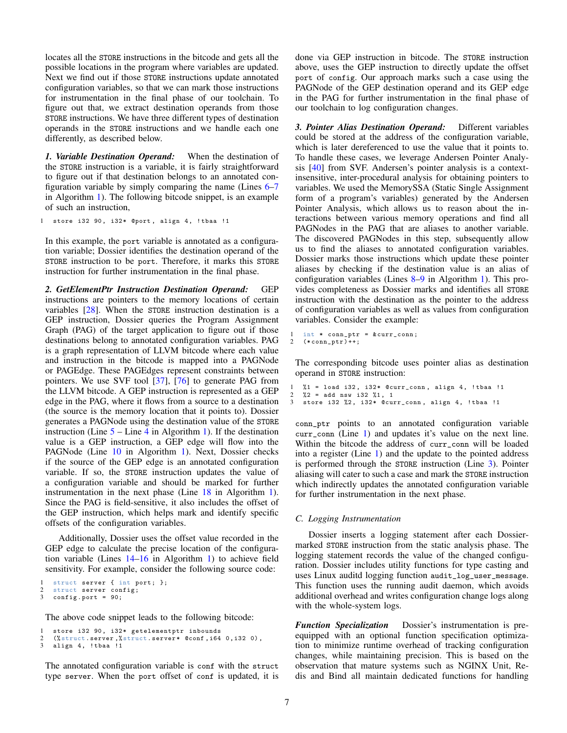locates all the STORE instructions in the bitcode and gets all the possible locations in the program where variables are updated. Next we find out if those STORE instructions update annotated configuration variables, so that we can mark those instructions for instrumentation in the final phase of our toolchain. To figure out that, we extract destination operands from those STORE instructions. We have three different types of destination operands in the STORE instructions and we handle each one differently, as described below.

***1. Variable Destination Operand:*** When the destination of the STORE instruction is a variable, it is fairly straightforward to figure out if that destination belongs to an annotated configuration variable by simply comparing the name (Lines 6–7 in Algorithm 1). The following bitcode snippet, is an example of such an instruction,

```
1  store i32 90, i32* @port, align 4, !tbaa !1
```

In this example, the port variable is annotated as a configuration variable; Dossier identifies the destination operand of the STORE instruction to be port. Therefore, it marks this STORE instruction for further instrumentation in the final phase.

***2. GetElementPtr Instruction Destination Operand:*** GEP instructions are pointers to the memory locations of certain variables [28]. When the STORE instruction destination is a GEP instruction, Dossier queries the Program Assignment Graph (PAG) of the target application to figure out if those destinations belong to annotated configuration variables. PAG is a graph representation of LLVM bitcode where each value and instruction in the bitcode is mapped into a PAGNode or PAGEdge. These PAGEdges represent constraints between pointers. We use SVF tool [37], [76] to generate PAG from the LLVM bitcode. A GEP instruction is represented as a GEP edge in the PAG, where it flows from a source to a destination (the source is the memory location that it points to). Dossier generates a PAGNode using the destination value of the STORE instruction (Line 5 – Line 4 in Algorithm 1). If the destination value is a GEP instruction, a GEP edge will flow into the PAGNode (Line 10 in Algorithm 1). Next, Dossier checks if the source of the GEP edge is an annotated configuration variable. If so, the STORE instruction updates the value of a configuration variable and should be marked for further instrumentation in the next phase (Line 18 in Algorithm 1). Since the PAG is field-sensitive, it also includes the offset of the GEP instruction, which helps mark and identify specific offsets of the configuration variables.

Additionally, Dossier uses the offset value recorded in the GEP edge to calculate the precise location of the configuration variable (Lines 14–16 in Algorithm 1) to achieve field sensitivity. For example, consider the following source code:

```
1  struct server { int port; };
2  struct server config;
3  config.port = 90;
```

The above code snippet leads to the following bitcode:

```
1  store i32 90, i32* getelementptr inbounds
2  (%struct.server,%struct.server* @conf,i64 0,i32 0),
3  align 4, !tbaa !1
```

The annotated configuration variable is conf with the struct type server. When the port offset of conf is updated, it is done via GEP instruction in bitcode. The STORE instruction above, uses the GEP instruction to directly update the offset port of config. Our approach marks such a case using the PAGNode of the GEP destination operand and its GEP edge in the PAG for further instrumentation in the final phase of our toolchain to log configuration changes.

***3. Pointer Alias Destination Operand:*** Different variables could be stored at the address of the configuration variable, which is later dereferenced to use the value that it points to. To handle these cases, we leverage Andersen Pointer Analysis [40] from SVF. Andersen's pointer analysis is a context-insensitive, inter-procedural analysis for obtaining pointers to variables. We used the MemorySSA (Static Single Assignment form of a program's variables) generated by the Andersen Pointer Analysis, which allows us to reason about the interactions between various memory operations and find all PAGNodes in the PAG that are aliases to another variable. The discovered PAGNodes in this step, subsequently allow us to find the aliases to annotated configuration variables. Dossier marks those instructions which update these pointer aliases by checking if the destination value is an alias of configuration variables (Lines 8–9 in Algorithm 1). This provides completeness as Dossier marks and identifies all STORE instruction with the destination as the pointer to the address of configuration variables as well as values from configuration variables. Consider the example:

```
1  int * conn_ptr = &curr_conn;
2  (*conn_ptr)++;
```

The corresponding bitcode uses pointer alias as destination operand in STORE instruction:

```
1  %1 = load i32, i32* @curr_conn, align 4, !tbaa !1
2  %2 = add nsw i32 %1, 1
3  store i32 %2, i32* @curr_conn, align 4, !tbaa !1
```

conn_ptr points to an annotated configuration variable curr_conn (Line 1) and updates it's value on the next line. Within the bitcode the address of curr_conn will be loaded into a register (Line 1) and the update to the pointed address is performed through the STORE instruction (Line 3). Pointer aliasing will cater to such a case and mark the STORE instruction which indirectly updates the annotated configuration variable for further instrumentation in the next phase.

### C. Logging Instrumentation

Dossier inserts a logging statement after each Dossier-marked STORE instruction from the static analysis phase. The logging statement records the value of the changed configuration. Dossier includes utility functions for type casting and uses Linux auditd logging function audit_log_user_message. This function uses the running audit daemon, which avoids additional overhead and writes configuration change logs along with the whole-system logs.

***Function Specialization*** Dossier's instrumentation is pre-equipped with an optional function specification optimization to minimize runtime overhead of tracking configuration changes, while maintaining precision. This is based on the observation that mature systems such as NGINX Unit, Redis and Bind all maintain dedicated functions for handling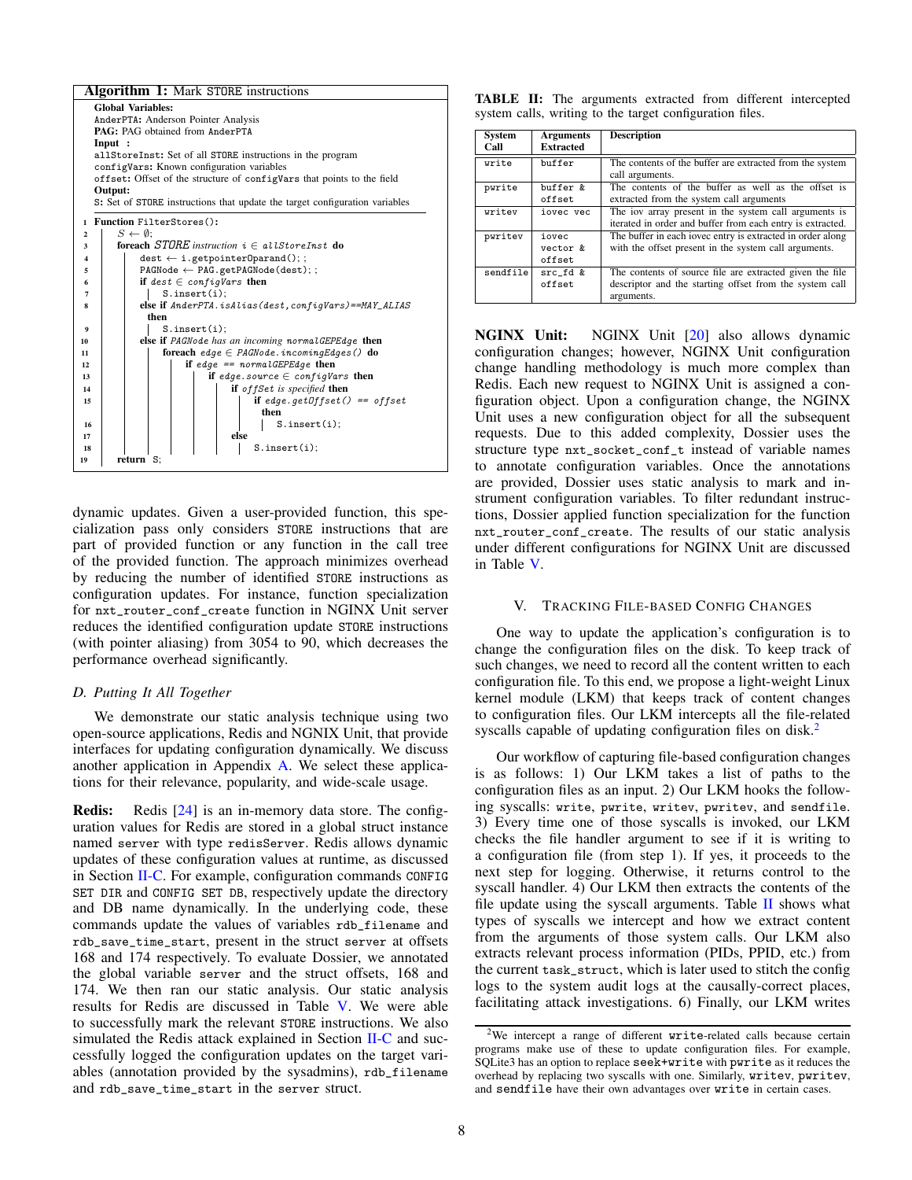**Algorithm 1:** Mark STORE instructions

```
Global Variables:
AnderPTA: Anderson Pointer Analysis
PAG: PAG obtained from AnderPTA
Input :
allStoreInst: Set of all STORE instructions in the program
configVars: Known configuration variables
offset: Offset of the structure of configVars that points to the field
Output:
S: Set of STORE instructions that update the target configuration variables

1  Function FilterStores():
2      S ← ∅;
3      foreach STORE instruction i ∈ allStoreInst do
4          dest ← i.getpointerOparand();
5          PAGNode ← PAG.getPAGNode(dest);
6          if dest ∈ configVars then
7              S.insert(i);
8          else if AnderPTA.isAlias(dest,configVars)==MAY_ALIAS
               then
9              S.insert(i);
10         else if PAGNode has an incoming normalGEPEdge then
11             foreach edge ∈ PAGNode.incomingEdges() do
12                 if edge == normalGEPEdge then
13                     if edge.source ∈ configVars then
14                         if offSet is specified then
15                             if edge.getOffset() == offset
                                   then
16                                 S.insert(i);
17                         else
18                             S.insert(i);
19     return S;
```

dynamic updates. Given a user-provided function, this specialization pass only considers STORE instructions that are part of provided function or any function in the call tree of the provided function. The approach minimizes overhead by reducing the number of identified STORE instructions as configuration updates. For instance, function specialization for nxt_router_conf_create function in NGINX Unit server reduces the identified configuration update STORE instructions (with pointer aliasing) from 3054 to 90, which decreases the performance overhead significantly.

### D. Putting It All Together

We demonstrate our static analysis technique using two open-source applications, Redis and NGINX Unit, that provide interfaces for updating configuration dynamically. We discuss another application in Appendix A. We select these applications for their relevance, popularity, and wide-scale usage.

**Redis:** Redis [24] is an in-memory data store. The configuration values for Redis are stored in a global struct instance named server with type redisServer. Redis allows dynamic updates of these configuration values at runtime, as discussed in Section II-C. For example, configuration commands CONFIG SET DIR and CONFIG SET DB, respectively update the directory and DB name dynamically. In the underlying code, these commands update the values of variables rdb_filename and rdb_save_time_start, present in the struct server at offsets 168 and 174 respectively. To evaluate Dossier, we annotated the global variable server and the struct offsets, 168 and 174. We then ran our static analysis. Our static analysis results for Redis are discussed in Table V. We were able to successfully mark the relevant STORE instructions. We also simulated the Redis attack explained in Section II-C and successfully logged the configuration updates on the target variables (annotation provided by the sysadmins), rdb_filename and rdb_save_time_start in the server struct.

**TABLE II:** The arguments extracted from different intercepted system calls, writing to the target configuration files.

| System Call | Arguments Extracted | Description |
|---|---|---|
| write | buffer | The contents of the buffer are extracted from the system call arguments. |
| pwrite | buffer & offset | The contents of the buffer as well as the offset is extracted from the system call arguments |
| writev | iovec vec | The iov array present in the system call arguments is iterated in order and buffer from each entry is extracted. |
| pwritev | iovec vector & offset | The buffer in each iovec entry is extracted in order along with the offset present in the system call arguments. |
| sendfile | src_fd & offset | The contents of source file are extracted given the file descriptor and the starting offset from the system call arguments. |

**NGINX Unit:** NGINX Unit [20] also allows dynamic configuration changes; however, NGINX Unit configuration change handling methodology is much more complex than Redis. Each new request to NGINX Unit is assigned a configuration object. Upon a configuration change, the NGINX Unit uses a new configuration object for all the subsequent requests. Due to this added complexity, Dossier uses the structure type nxt_socket_conf_t instead of variable names to annotate configuration variables. Once the annotations are provided, Dossier uses static analysis to mark and instrument configuration variables. To filter redundant instructions, Dossier applied function specialization for the function nxt_router_conf_create. The results of our static analysis under different configurations for NGINX Unit are discussed in Table V.

## V. Tracking File-Based Config Changes

One way to update the application's configuration is to change the configuration files on the disk. To keep track of such changes, we need to record all the content written to each configuration file. To this end, we propose a light-weight Linux kernel module (LKM) that keeps track of content changes to configuration files. Our LKM intercepts all the file-related syscalls capable of updating configuration files on disk.[2]

Our workflow of capturing file-based configuration changes is as follows: 1) Our LKM takes a list of paths to the configuration files as an input. 2) Our LKM hooks the following syscalls: write, pwrite, writev, pwritev, and sendfile. 3) Every time one of those syscalls is invoked, our LKM checks the file handler argument to see if it is writing to a configuration file (from step 1). If yes, it proceeds to the next step for logging. Otherwise, it returns control to the syscall handler. 4) Our LKM then extracts the contents of the file update using the syscall arguments. Table II shows what types of syscalls we intercept and how we extract content from the arguments of those system calls. Our LKM also extracts relevant process information (PIDs, PPID, etc.) from the current task_struct, which is later used to stitch the config logs to the system audit logs at the causally-correct places, facilitating attack investigations. 6) Finally, our LKM writes

[2] We intercept a range of different write-related calls because certain programs make use of these to update configuration files. For example, SQLite3 has an option to replace seek+write with pwrite as it reduces the overhead by replacing two syscalls with one. Similarly, writev, pwritev, and sendfile have their own advantages over write in certain cases.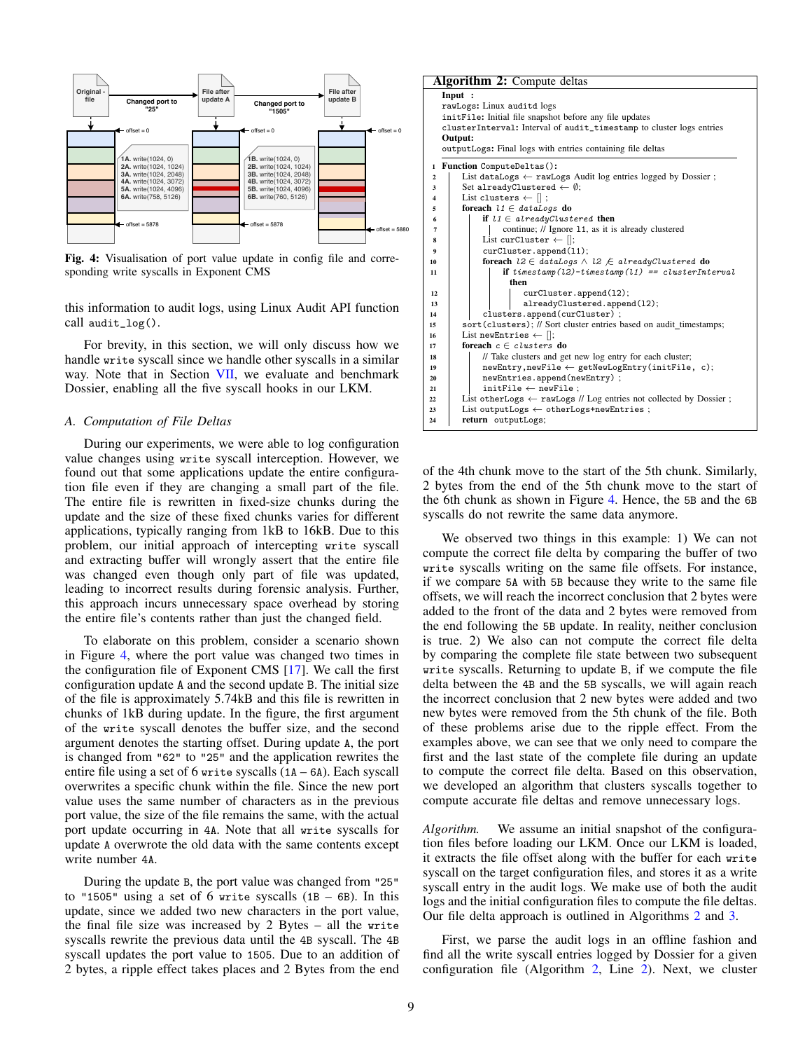Fig. 4: Visualisation of port value update in config file and corresponding write syscalls in Exponent CMS

this information to audit logs, using Linux Audit API function call `audit_log()`.

For brevity, in this section, we will only discuss how we handle `write` syscall since we handle other syscalls in a similar way. Note that in Section VII, we evaluate and benchmark Dossier, enabling all the five syscall hooks in our LKM.

### A. Computation of File Deltas

During our experiments, we were able to log configuration value changes using `write` syscall interception. However, we found out that some applications update the entire configuration file even if they are changing a small part of the file. The entire file is rewritten in fixed-size chunks during the update and the size of these fixed chunks varies for different applications, typically ranging from 1kB to 16kB. Due to this problem, our initial approach of intercepting `write` syscall and extracting buffer will wrongly assert that the entire file was changed even though only part of file was updated, leading to incorrect results during forensic analysis. Further, this approach incurs unnecessary space overhead by storing the entire file's contents rather than just the changed field.

To elaborate on this problem, consider a scenario shown in Figure 4, where the port value was changed two times in the configuration file of Exponent CMS [17]. We call the first configuration update `A` and the second update `B`. The initial size of the file is approximately 5.74kB and this file is rewritten in chunks of 1kB during update. In the figure, the first argument of the `write` syscall denotes the buffer size, and the second argument denotes the starting offset. During update `A`, the port is changed from `"62"` to `"25"` and the application rewrites the entire file using a set of 6 `write` syscalls (`1A` – `6A`). Each syscall overwrites a specific chunk within the file. Since the new port value uses the same number of characters as in the previous port value, the size of the file remains the same, with the actual port update occurring in `4A`. Note that all `write` syscalls for update `A` overwrote the old data with the same contents except write number `4A`.

During the update `B`, the port value was changed from `"25"` to `"1505"` using a set of 6 `write` syscalls (`1B` – `6B`). In this update, since we added two new characters in the port value, the final file size was increased by 2 Bytes – all the `write` syscalls rewrite the previous data until the `4B` syscall. The `4B` syscall updates the port value to `1505`. Due to an addition of 2 bytes, a ripple effect takes places and 2 Bytes from the end of the 4th chunk move to the start of the 5th chunk. Similarly, 2 bytes from the end of the 5th chunk move to the start of the 6th chunk as shown in Figure 4. Hence, the `5B` and the `6B` syscalls do not rewrite the same data anymore.

**Algorithm 2:** Compute deltas

**Input :**
`rawLogs`: Linux auditd logs
`initFile`: Initial file snapshot before any file updates
`clusterInterval`: Interval of `audit_timestamp` to cluster logs entries
**Output:**
`outputLogs`: Final logs with entries containing file deltas

```
1  Function ComputeDeltas():
2      List dataLogs ← rawLogs Audit log entries logged by Dossier ;
3      Set alreadyClustered ← ∅;
4      List clusters ← [] ;
5      foreach l1 ∈ dataLogs do
6          if l1 ∈ alreadyClustered then
7              continue; // Ignore l1, as it is already clustered
8          List curCluster ← [];
9          curCluster.append(l1);
10         foreach l2 ∈ dataLogs ∧ l2 ∉ alreadyClustered do
11             if timestamp(l2)-timestamp(l1) == clusterInterval
                   then
12                 curCluster.append(l2);
13                 alreadyClustered.append(l2);
14         clusters.append(curCluster) ;
15     sort(clusters); // Sort cluster entries based on audit_timestamps;
16     List newEntries ← [];
17     foreach c ∈ clusters do
18         // Take clusters and get new log entry for each cluster;
19         newEntry,newFile ← getNewLogEntry(initFile, c);
20         newEntries.append(newEntry) ;
21         initFile ← newFile ;
22     List otherLogs ← rawLogs // Log entries not collected by Dossier ;
23     List outputLogs ← otherLogs+newEntries ;
24     return outputLogs;
```

We observed two things in this example: 1) We can not compute the correct file delta by comparing the buffer of two `write` syscalls writing on the same file offsets. For instance, if we compare `5A` with `5B` because they write to the same file offsets, we will reach the incorrect conclusion that 2 bytes were added to the front of the data and 2 bytes were removed from the end following the `5B` update. In reality, neither conclusion is true. 2) We also can not compute the correct file delta by comparing the complete file state between two subsequent `write` syscalls. Returning to update `B`, if we compute the file delta between the `4B` and the `5B` syscalls, we will again reach the incorrect conclusion that 2 new bytes were added and two new bytes were removed from the 5th chunk of the file. Both of these problems arise due to the ripple effect. From the examples above, we can see that we only need to compare the first and the last state of the complete file during an update to compute the correct file delta. Based on this observation, we developed an algorithm that clusters syscalls together to compute accurate file deltas and remove unnecessary logs.

*Algorithm.* We assume an initial snapshot of the configuration files before loading our LKM. Once our LKM is loaded, it extracts the file offset along with the buffer for each `write` syscall on the target configuration files, and stores it as a write syscall entry in the audit logs. We make use of both the audit logs and the initial configuration files to compute the file deltas. Our file delta approach is outlined in Algorithms 2 and 3.

First, we parse the audit logs in an offline fashion and find all the write syscall entries logged by Dossier for a given configuration file (Algorithm 2, Line 2). Next, we cluster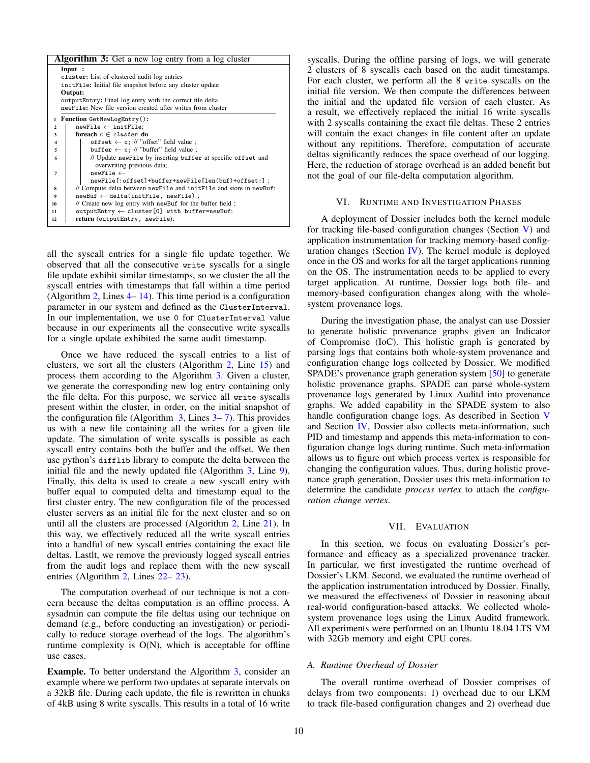**Algorithm 3:** Get a new log entry from a log cluster

```
Input :
cluster: List of clustered audit log entries
initFile: Initial file snapshot before any cluster update
Output:
outputEntry: Final log entry with the correct file delta
newFile: New file version created after writes from cluster

1  Function GetNewLogEntry():
2      newFile ← initFile;
3      foreach c ∈ cluster do
4          offset ← c; // "offset" field value ;
5          buffer ← c; // "buffer" field value ;
6          // Update newFile by inserting buffer at specific offset and
             overwriting previous data;
7          newFile ←
             newFile[:offset]+buffer+newFile[len(buf)+offset:] ;
8      // Compute delta between newFile and initFile and store in newBuf;
9      newBuf ← delta(initFile, newFile) ;
10     // Create new log entry with newBuf for the buffer field ;
11     outputEntry ← cluster[0] with buffer=newBuf;
12     return (outputEntry, newFile);
```

all the syscall entries for a single file update together. We observed that all the consecutive `write` syscalls for a single file update exhibit similar timestamps, so we cluster the all the syscall entries with timestamps that fall within a time period (Algorithm 2, Lines 4– 14). This time period is a configuration parameter in our system and defined as the `ClusterInterval`. In our implementation, we use `0` for `ClusterInterval` value because in our experiments all the consecutive write syscalls for a single update exhibited the same audit timestamp.

Once we have reduced the syscall entries to a list of clusters, we sort all the clusters (Algorithm 2, Line 15) and process them according to the Algorithm 3. Given a cluster, we generate the corresponding new log entry containing only the file delta. For this purpose, we service all `write` syscalls present within the cluster, in order, on the initial snapshot of the configuration file (Algorithm 3, Lines 3– 7). This provides us with a new file containing all the writes for a given file update. The simulation of write syscalls is possible as each syscall entry contains both the buffer and the offset. We then use python's `difflib` library to compute the delta between the initial file and the newly updated file (Algorithm 3, Line 9). Finally, this delta is used to create a new syscall entry with buffer equal to computed delta and timestamp equal to the first cluster entry. The new configuration file of the processed cluster servers as an initial file for the next cluster and so on until all the clusters are processed (Algorithm 2, Line 21). In this way, we effectively reduced all the write syscall entries into a handful of new syscall entries containing the exact file deltas. Lastlt, we remove the previously logged syscall entries from the audit logs and replace them with the new syscall entries (Algorithm 2, Lines 22– 23).

The computation overhead of our technique is not a concern because the deltas computation is an offline process. A sysadmin can compute the file deltas using our technique on demand (e.g., before conducting an investigation) or periodically to reduce storage overhead of the logs. The algorithm's runtime complexity is O(N), which is acceptable for offline use cases.

**Example.** To better understand the Algorithm 3, consider an example where we perform two updates at separate intervals on a 32kB file. During each update, the file is rewritten in chunks of 4kB using 8 write syscalls. This results in a total of 16 write syscalls. During the offline parsing of logs, we will generate 2 clusters of 8 syscalls each based on the audit timestamps. For each cluster, we perform all the 8 `write` syscalls on the initial file version. We then compute the differences between the initial and the updated file version of each cluster. As a result, we effectively replaced the initial 16 write syscalls with 2 syscalls containing the exact file deltas. These 2 entries will contain the exact changes in file content after an update without any repititions. Therefore, computation of accurate deltas significantly reduces the space overhead of our logging. Here, the reduction of storage overhead is an added benefit but not the goal of our file-delta computation algorithm.

## VI. Runtime and Investigation Phases

A deployment of Dossier includes both the kernel module for tracking file-based configuration changes (Section V) and application instrumentation for tracking memory-based configuration changes (Section IV). The kernel module is deployed once in the OS and works for all the target applications running on the OS. The instrumentation needs to be applied to every target application. At runtime, Dossier logs both file- and memory-based configuration changes along with the whole-system provenance logs.

During the investigation phase, the analyst can use Dossier to generate holistic provenance graphs given an Indicator of Compromise (IoC). This holistic graph is generated by parsing logs that contains both whole-system provenance and configuration change logs collected by Dossier. We modified SPADE's provenance graph generation system [50] to generate holistic provenance graphs. SPADE can parse whole-system provenance logs generated by Linux Auditd into provenance graphs. We added capability in the SPADE system to also handle configuration change logs. As described in Section V and Section IV, Dossier also collects meta-information, such PID and timestamp and appends this meta-information to configuration change logs during runtime. Such meta-information allows us to figure out which process vertex is responsible for changing the configuration values. Thus, during holistic provenance graph generation, Dossier uses this meta-information to determine the candidate *process vertex* to attach the *configuration change vertex*.

## VII. Evaluation

In this section, we focus on evaluating Dossier's performance and efficacy as a specialized provenance tracker. In particular, we first investigated the runtime overhead of Dossier's LKM. Second, we evaluated the runtime overhead of the application instrumentation introduced by Dossier. Finally, we measured the effectiveness of Dossier in reasoning about real-world configuration-based attacks. We collected whole-system provenance logs using the Linux Auditd framework. All experiments were performed on an Ubuntu 18.04 LTS VM with 32Gb memory and eight CPU cores.

### A. Runtime Overhead of Dossier

The overall runtime overhead of Dossier comprises of delays from two components: 1) overhead due to our LKM to track file-based configuration changes and 2) overhead due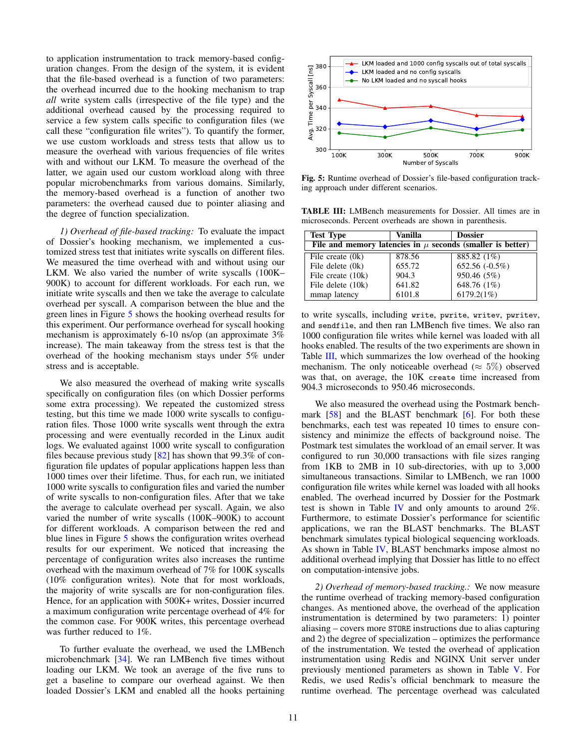to application instrumentation to track memory-based configuration changes. From the design of the system, it is evident that the file-based overhead is a function of two parameters: the overhead incurred due to the hooking mechanism to trap *all* write system calls (irrespective of the file type) and the additional overhead caused by the processing required to service a few system calls specific to configuration files (we call these "configuration file writes"). To quantify the former, we use custom workloads and stress tests that allow us to measure the overhead with various frequencies of file writes with and without our LKM. To measure the overhead of the latter, we again used our custom workload along with three popular microbenchmarks from various domains. Similarly, the memory-based overhead is a function of another two parameters: the overhead caused due to pointer aliasing and the degree of function specialization.

*1) Overhead of file-based tracking:* To evaluate the impact of Dossier's hooking mechanism, we implemented a customized stress test that initiates write syscalls on different files. We measured the time overhead with and without using our LKM. We also varied the number of write syscalls (100K–900K) to account for different workloads. For each run, we initiate write syscalls and then we take the average to calculate overhead per syscall. A comparison between the blue and the green lines in Figure 5 shows the hooking overhead results for this experiment. Our performance overhead for syscall hooking mechanism is approximately 6-10 ns/op (an approximate 3% increase). The main takeaway from the stress test is that the overhead of the hooking mechanism stays under 5% under stress and is acceptable.

We also measured the overhead of making write syscalls specifically on configuration files (on which Dossier performs some extra processing). We repeated the customized stress testing, but this time we made 1000 write syscalls to configuration files. Those 1000 write syscalls went through the extra processing and were eventually recorded in the Linux audit logs. We evaluated against 1000 write syscall to configuration files because previous study [82] has shown that 99.3% of configuration file updates of popular applications happen less than 1000 times over their lifetime. Thus, for each run, we initiated 1000 write syscalls to configuration files and varied the number of write syscalls to non-configuration files. After that we take the average to calculate overhead per syscall. Again, we also varied the number of write syscalls (100K–900K) to account for different workloads. A comparison between the red and blue lines in Figure 5 shows the configuration writes overhead results for our experiment. We noticed that increasing the percentage of configuration writes also increases the runtime overhead with the maximum overhead of 7% for 100K syscalls (10% configuration writes). Note that for most workloads, the majority of write syscalls are for non-configuration files. Hence, for an application with 500K+ writes, Dossier incurred a maximum configuration write percentage overhead of 4% for the common case. For 900K writes, this percentage overhead was further reduced to 1%.

To further evaluate the overhead, we used the LMBench microbenchmark [34]. We ran LMBench five times without loading our LKM. We took an average of the five runs to get a baseline to compare our overhead against. We then loaded Dossier's LKM and enabled all the hooks pertaining to write syscalls, including `write`, `pwrite`, `writev`, `pwritev`, and `sendfile`, and then ran LMBench five times. We also ran 1000 configuration file writes while kernel was loaded with all hooks enabled. The results of the two experiments are shown in Table III, which summarizes the low overhead of the hooking mechanism. The only noticeable overhead ($\approx 5\%$) observed was that, on average, the 10K `create` time increased from 904.3 microseconds to 950.46 microseconds.

Fig. 5: Runtime overhead of Dossier's file-based configuration tracking approach under different scenarios.

TABLE III: LMBench measurements for Dossier. All times are in microseconds. Percent overheads are shown in parenthesis.

| Test Type | Vanilla | Dossier |
|---|---|---|
| File and memory latencies in $\mu$ seconds (smaller is better) | | |
| File create (0k) | 878.56 | 885.82 (1%) |
| File delete (0k) | 655.72 | 652.56 (-0.5%) |
| File create (10k) | 904.3 | 950.46 (5%) |
| File delete (10k) | 641.82 | 648.76 (1%) |
| mmap latency | 6101.8 | 6179.2(1%) |

We also measured the overhead using the Postmark benchmark [58] and the BLAST benchmark [6]. For both these benchmarks, each test was repeated 10 times to ensure consistency and minimize the effects of background noise. The Postmark test simulates the workload of an email server. It was configured to run 30,000 transactions with file sizes ranging from 1KB to 2MB in 10 sub-directories, with up to 3,000 simultaneous transactions. Similar to LMBench, we ran 1000 configuration file writes while kernel was loaded with all hooks enabled. The overhead incurred by Dossier for the Postmark test is shown in Table IV and only amounts to around 2%. Furthermore, to estimate Dossier's performance for scientific applications, we ran the BLAST benchmarks. The BLAST benchmark simulates typical biological sequencing workloads. As shown in Table IV, BLAST benchmarks impose almost no additional overhead implying that Dossier has little to no effect on computation-intensive jobs.

*2) Overhead of memory-based tracking.:* We now measure the runtime overhead of tracking memory-based configuration changes. As mentioned above, the overhead of the application instrumentation is determined by two parameters: 1) pointer aliasing – covers more `STORE` instructions due to alias capturing and 2) the degree of specialization – optimizes the performance of the instrumentation. We tested the overhead of application instrumentation using Redis and NGINX Unit server under previously mentioned parameters as shown in Table V. For Redis, we used Redis's official benchmark to measure the runtime overhead. The percentage overhead was calculated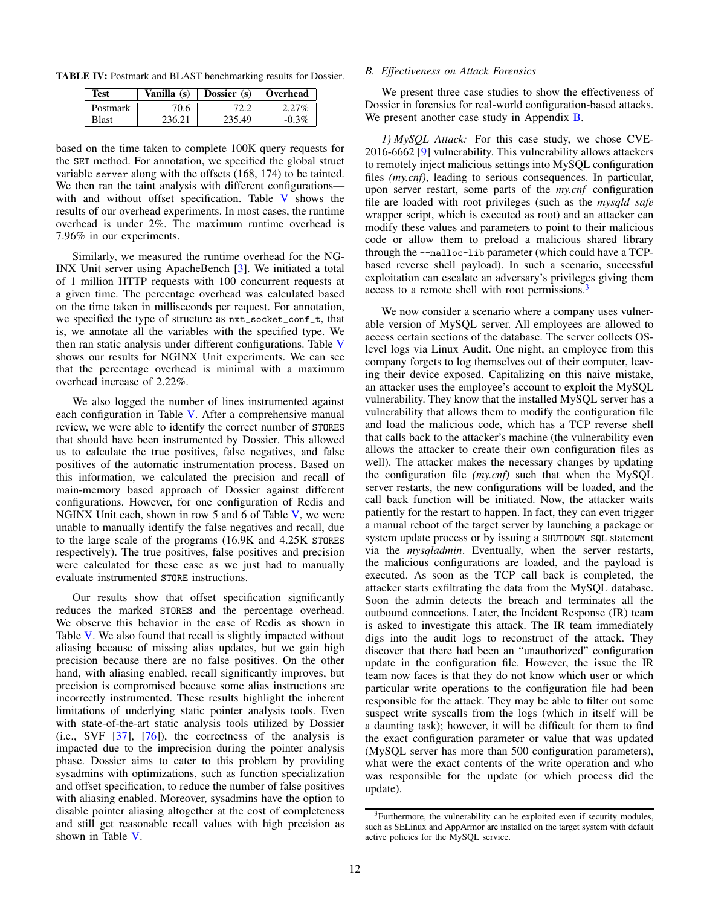**TABLE IV:** Postmark and BLAST benchmarking results for Dossier.

| Test | Vanilla (s) | Dossier (s) | Overhead |
|---|---|---|---|
| Postmark | 70.6 | 72.2 | 2.27% |
| Blast | 236.21 | 235.49 | -0.3% |

based on the time taken to complete 100K query requests for the `SET` method. For annotation, we specified the global struct variable `server` along with the offsets (168, 174) to be tainted. We then ran the taint analysis with different configurations—with and without offset specification. Table V shows the results of our overhead experiments. In most cases, the runtime overhead is under 2%. The maximum runtime overhead is 7.96% in our experiments.

Similarly, we measured the runtime overhead for the NGINX Unit server using ApacheBench [3]. We initiated a total of 1 million HTTP requests with 100 concurrent requests at a given time. The percentage overhead was calculated based on the time taken in milliseconds per request. For annotation, we specified the type of structure as `nxt_socket_conf_t`, that is, we annotate all the variables with the specified type. We then ran static analysis under different configurations. Table V shows our results for NGINX Unit experiments. We can see that the percentage overhead is minimal with a maximum overhead increase of 2.22%.

We also logged the number of lines instrumented against each configuration in Table V. After a comprehensive manual review, we were able to identify the correct number of `STORES` that should have been instrumented by Dossier. This allowed us to calculate the true positives, false negatives, and false positives of the automatic instrumentation process. Based on this information, we calculated the precision and recall of main-memory based approach of Dossier against different configurations. However, for one configuration of Redis and NGINX Unit each, shown in row 5 and 6 of Table V, we were unable to manually identify the false negatives and recall, due to the large scale of the programs (16.9K and 4.25K `STORES` respectively). The true positives, false positives and precision were calculated for these case as we just had to manually evaluate instrumented `STORE` instructions.

Our results show that offset specification significantly reduces the marked `STORES` and the percentage overhead. We observe this behavior in the case of Redis as shown in Table V. We also found that recall is slightly impacted without aliasing because of missing alias updates, but we gain high precision because there are no false positives. On the other hand, with aliasing enabled, recall significantly improves, but precision is compromised because some alias instructions are incorrectly instrumented. These results highlight the inherent limitations of underlying static pointer analysis tools. Even with state-of-the-art static analysis tools utilized by Dossier (i.e., SVF [37], [76]), the correctness of the analysis is impacted due to the imprecision during the pointer analysis phase. Dossier aims to cater to this problem by providing sysadmins with optimizations, such as function specialization and offset specification, to reduce the number of false positives with aliasing enabled. Moreover, sysadmins have the option to disable pointer aliasing altogether at the cost of completeness and still get reasonable recall values with high precision as shown in Table V.

### B. Effectiveness on Attack Forensics

We present three case studies to show the effectiveness of Dossier in forensics for real-world configuration-based attacks. We present another case study in Appendix B.

*1) MySQL Attack:* For this case study, we chose CVE-2016-6662 [9] vulnerability. This vulnerability allows attackers to remotely inject malicious settings into MySQL configuration files *(my.cnf)*, leading to serious consequences. In particular, upon server restart, some parts of the *my.cnf* configuration file are loaded with root privileges (such as the *mysqld_safe* wrapper script, which is executed as root) and an attacker can modify these values and parameters to point to their malicious code or allow them to preload a malicious shared library through the `--malloc-lib` parameter (which could have a TCP-based reverse shell payload). In such a scenario, successful exploitation can escalate an adversary's privileges giving them access to a remote shell with root permissions.[3]

We now consider a scenario where a company uses vulnerable version of MySQL server. All employees are allowed to access certain sections of the database. The server collects OS-level logs via Linux Audit. One night, an employee from this company forgets to log themselves out of their computer, leaving their device exposed. Capitalizing on this naive mistake, an attacker uses the employee's account to exploit the MySQL vulnerability. They know that the installed MySQL server has a vulnerability that allows them to modify the configuration file and load the malicious code, which has a TCP reverse shell that calls back to the attacker's machine (the vulnerability even allows the attacker to create their own configuration files as well). The attacker makes the necessary changes by updating the configuration file *(my.cnf)* such that when the MySQL server restarts, the new configurations will be loaded, and the call back function will be initiated. Now, the attacker waits patiently for the restart to happen. In fact, they can even trigger a manual reboot of the target server by launching a package or system update process or by issuing a `SHUTDOWN SQL` statement via the *mysqladmin*. Eventually, when the server restarts, the malicious configurations are loaded, and the payload is executed. As soon as the TCP call back is completed, the attacker starts exfiltrating the data from the MySQL database. Soon the admin detects the breach and terminates all the outbound connections. Later, the Incident Response (IR) team is asked to investigate this attack. The IR team immediately digs into the audit logs to reconstruct of the attack. They discover that there had been an "unauthorized" configuration update in the configuration file. However, the issue the IR team now faces is that they do not know which user or which particular write operations to the configuration file had been responsible for the attack. They may be able to filter out some suspect write syscalls from the logs (which in itself will be a daunting task); however, it will be difficult for them to find the exact configuration parameter or value that was updated (MySQL server has more than 500 configuration parameters), what were the exact contents of the write operation and who was responsible for the update (or which process did the update).

[3] Furthermore, the vulnerability can be exploited even if security modules, such as SELinux and AppArmor are installed on the target system with default active policies for the MySQL service.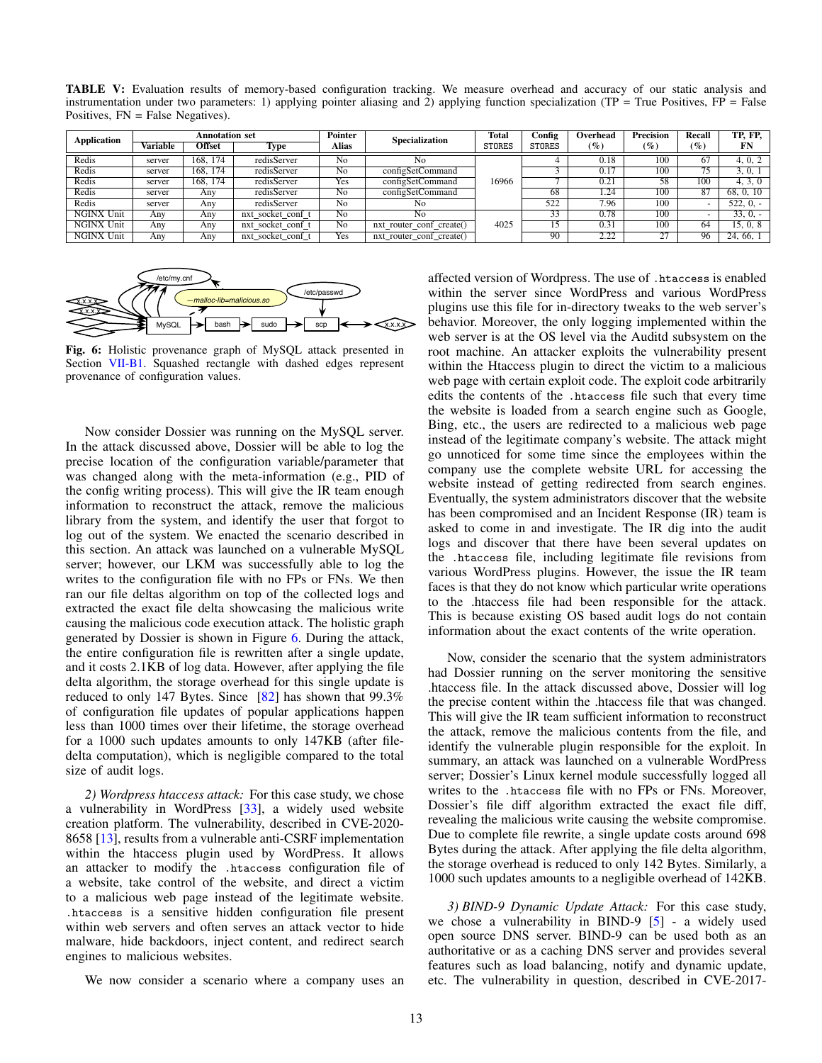**TABLE V:** Evaluation results of memory-based configuration tracking. We measure overhead and accuracy of our static analysis and instrumentation under two parameters: 1) applying pointer aliasing and 2) applying function specialization (TP = True Positives, FP = False Positives, FN = False Negatives).

| Application | Annotation set | | | Pointer Alias | Specialization | Total STORES | Config STORES | Overhead (%) | Precision (%) | Recall (%) | TP, FP, FN |
|---|---|---|---|---|---|---|---|---|---|---|---|
| | Variable | Offset | Type | | | | | | | | |
| Redis | server | 168, 174 | redisServer | No | No | 16966 | 4 | 0.18 | 100 | 67 | 4, 0, 2 |
| Redis | server | 168, 174 | redisServer | No | configSetCommand | | 3 | 0.17 | 100 | 75 | 3, 0, 1 |
| Redis | server | 168, 174 | redisServer | Yes | configSetCommand | | 7 | 0.21 | 58 | 100 | 4, 3, 0 |
| Redis | server | Any | redisServer | No | configSetCommand | | 68 | 1.24 | 100 | 87 | 68, 0, 10 |
| Redis | server | Any | redisServer | No | No | | 522 | 7.96 | 100 | - | 522, 0, - |
| NGINX Unit | Any | Any | nxt_socket_conf_t | No | No | 4025 | 33 | 0.78 | 100 | - | 33, 0, - |
| NGINX Unit | Any | Any | nxt_socket_conf_t | No | nxt_router_conf_create() | | 15 | 0.31 | 100 | 64 | 15, 0, 8 |
| NGINX Unit | Any | Any | nxt_socket_conf_t | Yes | nxt_router_conf_create() | | 90 | 2.22 | 27 | 96 | 24, 66, 1 |

**Fig. 6:** Holistic provenance graph of MySQL attack presented in Section VII-B1. Squashed rectangle with dashed edges represent provenance of configuration values.

Now consider Dossier was running on the MySQL server. In the attack discussed above, Dossier will be able to log the precise location of the configuration variable/parameter that was changed along with the meta-information (e.g., PID of the config writing process). This will give the IR team enough information to reconstruct the attack, remove the malicious library from the system, and identify the user that forgot to log out of the system. We enacted the scenario described in this section. An attack was launched on a vulnerable MySQL server; however, our LKM was successfully able to log the writes to the configuration file with no FPs or FNs. We then ran our file deltas algorithm on top of the collected logs and extracted the exact file delta showcasing the malicious write causing the malicious code execution attack. The holistic graph generated by Dossier is shown in Figure 6. During the attack, the entire configuration file is rewritten after a single update, and it costs 2.1KB of log data. However, after applying the file delta algorithm, the storage overhead for this single update is reduced to only 147 Bytes. Since [82] has shown that 99.3% of configuration file updates of popular applications happen less than 1000 times over their lifetime, the storage overhead for a 1000 such updates amounts to only 147KB (after file-delta computation), which is negligible compared to the total size of audit logs.

*2) Wordpress htaccess attack:* For this case study, we chose a vulnerability in WordPress [33], a widely used website creation platform. The vulnerability, described in CVE-2020-8658 [13], results from a vulnerable anti-CSRF implementation within the htaccess plugin used by WordPress. It allows an attacker to modify the `.htaccess` configuration file of a website, take control of the website, and direct a victim to a malicious web page instead of the legitimate website. `.htaccess` is a sensitive hidden configuration file present within web servers and often serves an attack vector to hide malware, hide backdoors, inject content, and redirect search engines to malicious websites.

We now consider a scenario where a company uses an affected version of Wordpress. The use of `.htaccess` is enabled within the server since WordPress and various WordPress plugins use this file for in-directory tweaks to the web server's behavior. Moreover, the only logging implemented within the web server is at the OS level via the Auditd subsystem on the root machine. An attacker exploits the vulnerability present within the Htaccess plugin to direct the victim to a malicious web page with certain exploit code. The exploit code arbitrarily edits the contents of the `.htaccess` file such that every time the website is loaded from a search engine such as Google, Bing, etc., the users are redirected to a malicious web page instead of the legitimate company's website. The attack might go unnoticed for some time since the employees within the company use the complete website URL for accessing the website instead of getting redirected from search engines. Eventually, the system administrators discover that the website has been compromised and an Incident Response (IR) team is asked to come in and investigate. The IR dig into the audit logs and discover that there have been several updates on the `.htaccess` file, including legitimate file revisions from various WordPress plugins. However, the issue the IR team faces is that they do not know which particular write operations to the `.htaccess` file had been responsible for the attack. This is because existing OS based audit logs do not contain information about the exact contents of the write operation.

Now, consider the scenario that the system administrators had Dossier running on the server monitoring the sensitive .htaccess file. In the attack discussed above, Dossier will log the precise content within the .htaccess file that was changed. This will give the IR team sufficient information to reconstruct the attack, remove the malicious contents from the file, and identify the vulnerable plugin responsible for the exploit. In summary, an attack was launched on a vulnerable WordPress server; Dossier's Linux kernel module successfully logged all writes to the `.htaccess` file with no FPs or FNs. Moreover, Dossier's file diff algorithm extracted the exact file diff, revealing the malicious write causing the website compromise. Due to complete file rewrite, a single update costs around 698 Bytes during the attack. After applying the file delta algorithm, the storage overhead is reduced to only 142 Bytes. Similarly, a 1000 such updates amounts to a negligible overhead of 142KB.

*3) BIND-9 Dynamic Update Attack:* For this case study, we chose a vulnerability in BIND-9 [5] - a widely used open source DNS server. BIND-9 can be used both as an authoritative or as a caching DNS server and provides several features such as load balancing, notify and dynamic update, etc. The vulnerability in question, described in CVE-2017-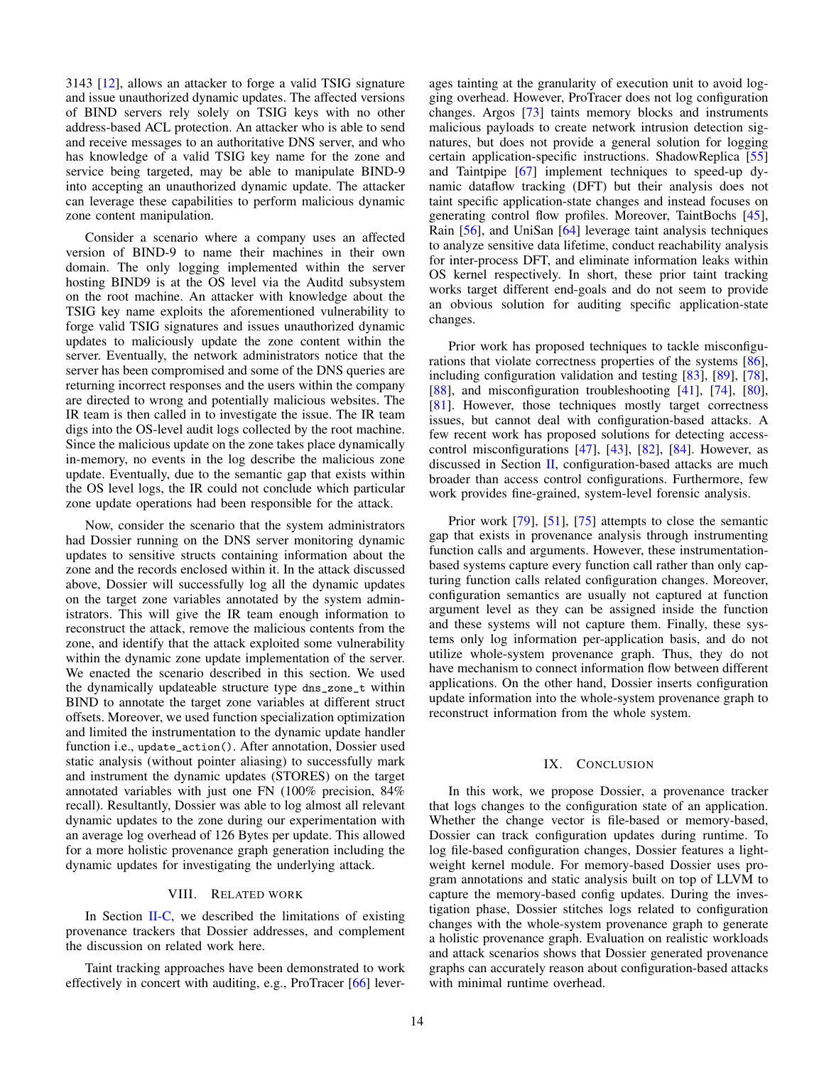3143 [12], allows an attacker to forge a valid TSIG signature and issue unauthorized dynamic updates. The affected versions of BIND servers rely solely on TSIG keys with no other address-based ACL protection. An attacker who is able to send and receive messages to an authoritative DNS server, and who has knowledge of a valid TSIG key name for the zone and service being targeted, may be able to manipulate BIND-9 into accepting an unauthorized dynamic update. The attacker can leverage these capabilities to perform malicious dynamic zone content manipulation.

Consider a scenario where a company uses an affected version of BIND-9 to name their machines in their own domain. The only logging implemented within the server hosting BIND9 is at the OS level via the Auditd subsystem on the root machine. An attacker with knowledge about the TSIG key name exploits the aforementioned vulnerability to forge valid TSIG signatures and issues unauthorized dynamic updates to maliciously update the zone content within the server. Eventually, the network administrators notice that the server has been compromised and some of the DNS queries are returning incorrect responses and the users within the company are directed to wrong and potentially malicious websites. The IR team is then called in to investigate the issue. The IR team digs into the OS-level audit logs collected by the root machine. Since the malicious update on the zone takes place dynamically in-memory, no events in the log describe the malicious zone update. Eventually, due to the semantic gap that exists within the OS level logs, the IR could not conclude which particular zone update operations had been responsible for the attack.

Now, consider the scenario that the system administrators had Dossier running on the DNS server monitoring dynamic updates to sensitive structs containing information about the zone and the records enclosed within it. In the attack discussed above, Dossier will successfully log all the dynamic updates on the target zone variables annotated by the system administrators. This will give the IR team enough information to reconstruct the attack, remove the malicious contents from the zone, and identify that the attack exploited some vulnerability within the dynamic zone update implementation of the server. We enacted the scenario described in this section. We used the dynamically updateable structure type `dns_zone_t` within BIND to annotate the target zone variables at different struct offsets. Moreover, we used function specialization optimization and limited the instrumentation to the dynamic update handler function i.e., `update_action()`. After annotation, Dossier used static analysis (without pointer aliasing) to successfully mark and instrument the dynamic updates (STORES) on the target annotated variables with just one FN (100% precision, 84% recall). Resultantly, Dossier was able to log almost all relevant dynamic updates to the zone during our experimentation with an average log overhead of 126 Bytes per update. This allowed for a more holistic provenance graph generation including the dynamic updates for investigating the underlying attack.

## VIII. Related work

In Section II-C, we described the limitations of existing provenance trackers that Dossier addresses, and complement the discussion on related work here.

Taint tracking approaches have been demonstrated to work effectively in concert with auditing, e.g., ProTracer [66] leverages tainting at the granularity of execution unit to avoid logging overhead. However, ProTracer does not log configuration changes. Argos [73] taints memory blocks and instruments malicious payloads to create network intrusion detection signatures, but does not provide a general solution for logging certain application-specific instructions. ShadowReplica [55] and Taintpipe [67] implement techniques to speed-up dynamic dataflow tracking (DFT) but their analysis does not taint specific application-state changes and instead focuses on generating control flow profiles. Moreover, TaintBochs [45], Rain [56], and UniSan [64] leverage taint analysis techniques to analyze sensitive data lifetime, conduct reachability analysis for inter-process DFT, and eliminate information leaks within OS kernel respectively. In short, these prior taint tracking works target different end-goals and do not seem to provide an obvious solution for auditing specific application-state changes.

Prior work has proposed techniques to tackle misconfigurations that violate correctness properties of the systems [86], including configuration validation and testing [83], [89], [78], [88], and misconfiguration troubleshooting [41], [74], [80], [81]. However, those techniques mostly target correctness issues, but cannot deal with configuration-based attacks. A few recent work has proposed solutions for detecting access-control misconfigurations [47], [43], [82], [84]. However, as discussed in Section II, configuration-based attacks are much broader than access control configurations. Furthermore, few work provides fine-grained, system-level forensic analysis.

Prior work [79], [51], [75] attempts to close the semantic gap that exists in provenance analysis through instrumenting function calls and arguments. However, these instrumentation-based systems capture every function call rather than only capturing function calls related configuration changes. Moreover, configuration semantics are usually not captured at function argument level as they can be assigned inside the function and these systems will not capture them. Finally, these systems only log information per-application basis, and do not utilize whole-system provenance graph. Thus, they do not have mechanism to connect information flow between different applications. On the other hand, Dossier inserts configuration update information into the whole-system provenance graph to reconstruct information from the whole system.

## IX. Conclusion

In this work, we propose Dossier, a provenance tracker that logs changes to the configuration state of an application. Whether the change vector is file-based or memory-based, Dossier can track configuration updates during runtime. To log file-based configuration changes, Dossier features a lightweight kernel module. For memory-based Dossier uses program annotations and static analysis built on top of LLVM to capture the memory-based config updates. During the investigation phase, Dossier stitches logs related to configuration changes with the whole-system provenance graph to generate a holistic provenance graph. Evaluation on realistic workloads and attack scenarios shows that Dossier generated provenance graphs can accurately reason about configuration-based attacks with minimal runtime overhead.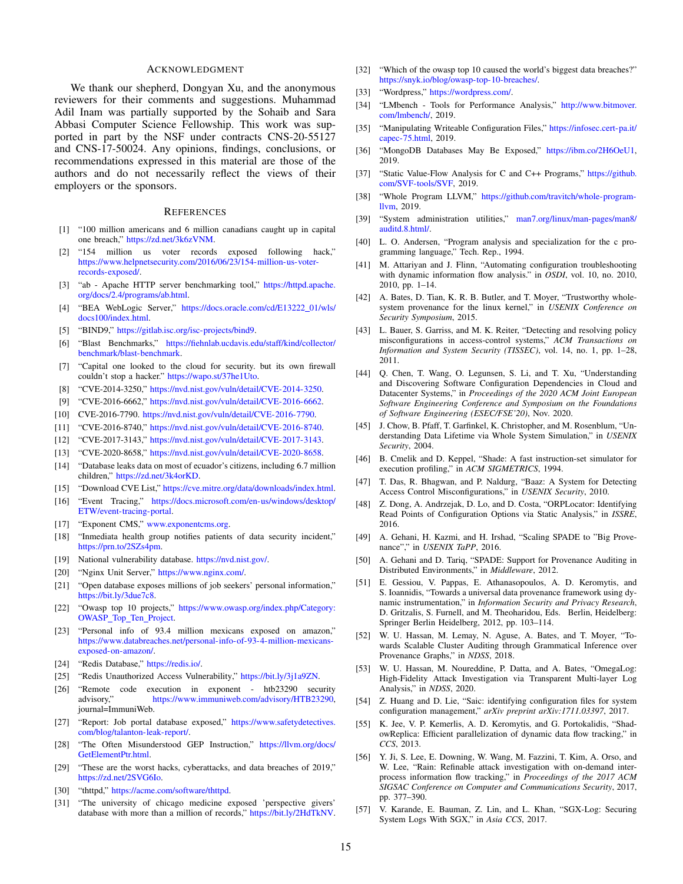## Acknowledgment

We thank our shepherd, Dongyan Xu, and the anonymous reviewers for their comments and suggestions. Muhammad Adil Inam was partially supported by the Sohaib and Sara Abbasi Computer Science Fellowship. This work was supported in part by the NSF under contracts CNS-20-55127 and CNS-17-50024. Any opinions, findings, conclusions, or recommendations expressed in this material are those of the authors and do not necessarily reflect the views of their employers or the sponsors.

## References

[1] "100 million americans and 6 million canadians caught up in capital one breach," https://zd.net/3k6zVNM.

[2] "154 million us voter records exposed following hack," https://www.helpnetsecurity.com/2016/06/23/154-million-us-voter-records-exposed/.

[3] "ab - Apache HTTP server benchmarking tool," https://httpd.apache.org/docs/2.4/programs/ab.html.

[4] "BEA WebLogic Server," https://docs.oracle.com/cd/E13222_01/wls/docs100/index.html.

[5] "BIND9," https://gitlab.isc.org/isc-projects/bind9.

[6] "Blast Benchmarks," https://fiehnlab.ucdavis.edu/staff/kind/collector/benchmark/blast-benchmark.

[7] "Capital one looked to the cloud for security. but its own firewall couldn't stop a hacker." https://wapo.st/37he1Uto.

[8] "CVE-2014-3250," https://nvd.nist.gov/vuln/detail/CVE-2014-3250.

[9] "CVE-2016-6662," https://nvd.nist.gov/vuln/detail/CVE-2016-6662.

[10] CVE-2016-7790. https://nvd.nist.gov/vuln/detail/CVE-2016-7790.

[11] "CVE-2016-8740," https://nvd.nist.gov/vuln/detail/CVE-2016-8740.

[12] "CVE-2017-3143," https://nvd.nist.gov/vuln/detail/CVE-2017-3143.

[13] "CVE-2020-8658," https://nvd.nist.gov/vuln/detail/CVE-2020-8658.

[14] "Database leaks data on most of ecuador's citizens, including 6.7 million children," https://zd.net/3k4orKD.

[15] "Download CVE List," https://cve.mitre.org/data/downloads/index.html.

[16] "Event Tracing," https://docs.microsoft.com/en-us/windows/desktop/ETW/event-tracing-portal.

[17] "Exponent CMS," www.exponentcms.org.

[18] "Inmediata health group notifies patients of data security incident," https://prn.to/2SZs4pm.

[19] National vulnerability database. https://nvd.nist.gov/.

[20] "Nginx Unit Server," https://www.nginx.com/.

[21] "Open database exposes millions of job seekers' personal information," https://bit.ly/3due7c8.

[22] "Owasp top 10 projects," https://www.owasp.org/index.php/Category:OWASP_Top_Ten_Project.

[23] "Personal info of 93.4 million mexicans exposed on amazon," https://www.databreaches.net/personal-info-of-93-4-million-mexicans-exposed-on-amazon/.

[24] "Redis Database," https://redis.io/.

[25] "Redis Unauthorized Access Vulnerability," https://bit.ly/3j1a9ZN.

[26] "Remote code execution in exponent - htb23290 security advisory," https://www.immuniweb.com/advisory/HTB23290, journal=ImmuniWeb.

[27] "Report: Job portal database exposed," https://www.safetydetectives.com/blog/talanton-leak-report/.

[28] "The Often Misunderstood GEP Instruction," https://llvm.org/docs/GetElementPtr.html.

[29] "These are the worst hacks, cyberattacks, and data breaches of 2019," https://zd.net/2SVG6Io.

[30] "thttpd," https://acme.com/software/thttpd.

[31] "The university of chicago medicine exposed 'perspective givers' database with more than a million of records," https://bit.ly/2HdTkNV.

[32] "Which of the owasp top 10 caused the world's biggest data breaches?" https://snyk.io/blog/owasp-top-10-breaches/.

[33] "Wordpress," https://wordpress.com/.

[34] "LMbench - Tools for Performance Analysis," http://www.bitmover.com/lmbench/, 2019.

[35] "Manipulating Writeable Configuration Files," https://infosec.cert-pa.it/capec-75.html, 2019.

[36] "MongoDB Databases May Be Exposed," https://ibm.co/2H6OeU1, 2019.

[37] "Static Value-Flow Analysis for C and C++ Programs," https://github.com/SVF-tools/SVF, 2019.

[38] "Whole Program LLVM," https://github.com/travitch/whole-program-llvm, 2019.

[39] "System administration utilities," man7.org/linux/man-pages/man8/auditd.8.html/.

[40] L. O. Andersen, "Program analysis and specialization for the c programming language," Tech. Rep., 1994.

[41] M. Attariyan and J. Flinn, "Automating configuration troubleshooting with dynamic information flow analysis." in *OSDI*, vol. 10, no. 2010, 2010, pp. 1–14.

[42] A. Bates, D. Tian, K. R. B. Butler, and T. Moyer, "Trustworthy whole-system provenance for the linux kernel," in *USENIX Conference on Security Symposium*, 2015.

[43] L. Bauer, S. Garriss, and M. K. Reiter, "Detecting and resolving policy misconfigurations in access-control systems," *ACM Transactions on Information and System Security (TISSEC)*, vol. 14, no. 1, pp. 1–28, 2011.

[44] Q. Chen, T. Wang, O. Legunsen, S. Li, and T. Xu, "Understanding and Discovering Software Configuration Dependencies in Cloud and Datacenter Systems," in *Proceedings of the 2020 ACM Joint European Software Engineering Conference and Symposium on the Foundations of Software Engineering (ESEC/FSE'20)*, Nov. 2020.

[45] J. Chow, B. Pfaff, T. Garfinkel, K. Christopher, and M. Rosenblum, "Understanding Data Lifetime via Whole System Simulation," in *USENIX Security*, 2004.

[46] B. Cmelik and D. Keppel, "Shade: A fast instruction-set simulator for execution profiling," in *ACM SIGMETRICS*, 1994.

[47] T. Das, R. Bhagwan, and P. Naldurg, "Baaz: A System for Detecting Access Control Misconfigurations," in *USENIX Security*, 2010.

[48] Z. Dong, A. Andrzejak, D. Lo, and D. Costa, "ORPLocator: Identifying Read Points of Configuration Options via Static Analysis," in *ISSRE*, 2016.

[49] A. Gehani, H. Kazmi, and H. Irshad, "Scaling SPADE to "Big Provenance"," in *USENIX TaPP*, 2016.

[50] A. Gehani and D. Tariq, "SPADE: Support for Provenance Auditing in Distributed Environments," in *Middleware*, 2012.

[51] E. Gessiou, V. Pappas, E. Athanasopoulos, A. D. Keromytis, and S. Ioannidis, "Towards a universal data provenance framework using dynamic instrumentation," in *Information Security and Privacy Research*, D. Gritzalis, S. Furnell, and M. Theoharidou, Eds. Berlin, Heidelberg: Springer Berlin Heidelberg, 2012, pp. 103–114.

[52] W. U. Hassan, M. Lemay, N. Aguse, A. Bates, and T. Moyer, "Towards Scalable Cluster Auditing through Grammatical Inference over Provenance Graphs," in *NDSS*, 2018.

[53] W. U. Hassan, M. Noureddine, P. Datta, and A. Bates, "OmegaLog: High-Fidelity Attack Investigation via Transparent Multi-layer Log Analysis," in *NDSS*, 2020.

[54] Z. Huang and D. Lie, "Saic: identifying configuration files for system configuration management," *arXiv preprint arXiv:1711.03397*, 2017.

[55] K. Jee, V. P. Kemerlis, A. D. Keromytis, and G. Portokalidis, "ShadowReplica: Efficient parallelization of dynamic data flow tracking," in *CCS*, 2013.

[56] Y. Ji, S. Lee, E. Downing, W. Wang, M. Fazzini, T. Kim, A. Orso, and W. Lee, "Rain: Refinable attack investigation with on-demand inter-process information flow tracking," in *Proceedings of the 2017 ACM SIGSAC Conference on Computer and Communications Security*, 2017, pp. 377–390.

[57] V. Karande, E. Bauman, Z. Lin, and L. Khan, "SGX-Log: Securing System Logs With SGX," in *Asia CCS*, 2017.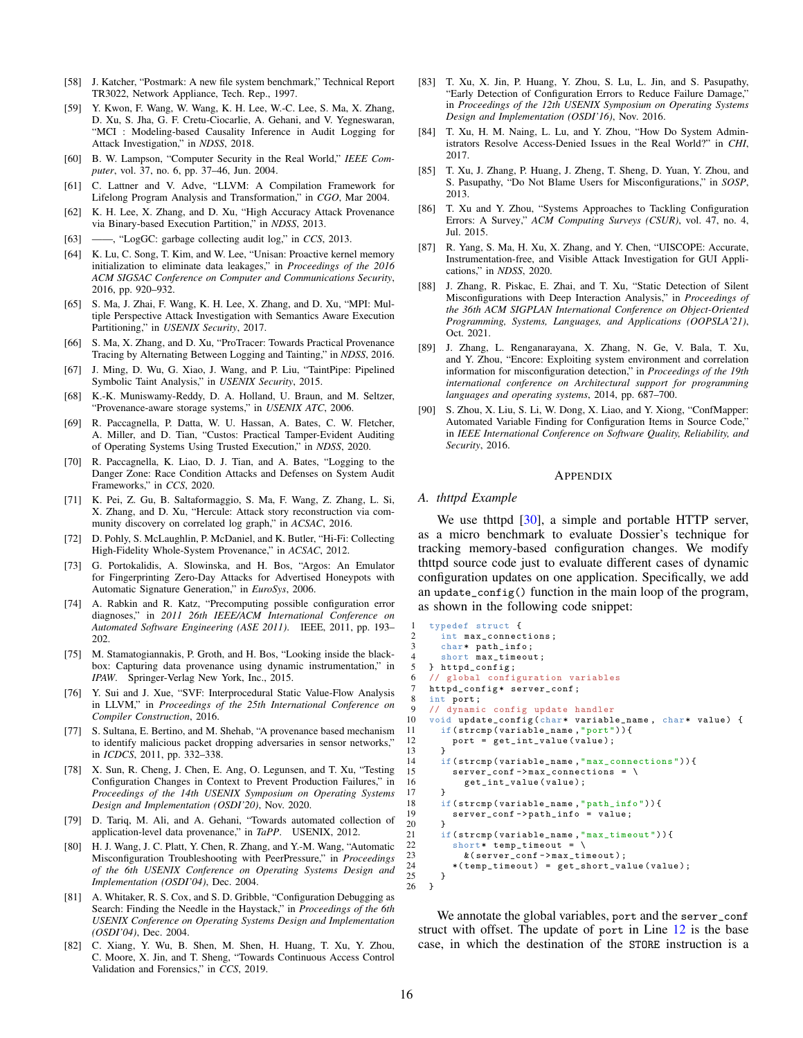[58] J. Katcher, "Postmark: A new file system benchmark," Technical Report TR3022, Network Appliance, Tech. Rep., 1997.

[59] Y. Kwon, F. Wang, W. Wang, K. H. Lee, W.-C. Lee, S. Ma, X. Zhang, D. Xu, S. Jha, G. F. Cretu-Ciocarlie, A. Gehani, and V. Yegneswaran, "MCI : Modeling-based Causality Inference in Audit Logging for Attack Investigation," in *NDSS*, 2018.

[60] B. W. Lampson, "Computer Security in the Real World," *IEEE Computer*, vol. 37, no. 6, pp. 37–46, Jun. 2004.

[61] C. Lattner and V. Adve, "LLVM: A Compilation Framework for Lifelong Program Analysis and Transformation," in *CGO*, Mar 2004.

[62] K. H. Lee, X. Zhang, and D. Xu, "High Accuracy Attack Provenance via Binary-based Execution Partition," in *NDSS*, 2013.

[63] ——, "LogGC: garbage collecting audit log," in *CCS*, 2013.

[64] K. Lu, C. Song, T. Kim, and W. Lee, "Unisan: Proactive kernel memory initialization to eliminate data leakages," in *Proceedings of the 2016 ACM SIGSAC Conference on Computer and Communications Security*, 2016, pp. 920–932.

[65] S. Ma, J. Zhai, F. Wang, K. H. Lee, X. Zhang, and D. Xu, "MPI: Multiple Perspective Attack Investigation with Semantics Aware Execution Partitioning," in *USENIX Security*, 2017.

[66] S. Ma, X. Zhang, and D. Xu, "ProTracer: Towards Practical Provenance Tracing by Alternating Between Logging and Tainting," in *NDSS*, 2016.

[67] J. Ming, D. Wu, G. Xiao, J. Wang, and P. Liu, "TaintPipe: Pipelined Symbolic Taint Analysis," in *USENIX Security*, 2015.

[68] K.-K. Muniswamy-Reddy, D. A. Holland, U. Braun, and M. Seltzer, "Provenance-aware storage systems," in *USENIX ATC*, 2006.

[69] R. Paccagnella, P. Datta, W. U. Hassan, A. Bates, C. W. Fletcher, A. Miller, and D. Tian, "Custos: Practical Tamper-Evident Auditing of Operating Systems Using Trusted Execution," in *NDSS*, 2020.

[70] R. Paccagnella, K. Liao, D. J. Tian, and A. Bates, "Logging to the Danger Zone: Race Condition Attacks and Defenses on System Audit Frameworks," in *CCS*, 2020.

[71] K. Pei, Z. Gu, B. Saltaformaggio, S. Ma, F. Wang, Z. Zhang, L. Si, X. Zhang, and D. Xu, "Hercule: Attack story reconstruction via community discovery on correlated log graph," in *ACSAC*, 2016.

[72] D. Pohly, S. McLaughlin, P. McDaniel, and K. Butler, "Hi-Fi: Collecting High-Fidelity Whole-System Provenance," in *ACSAC*, 2012.

[73] G. Portokalidis, A. Slowinska, and H. Bos, "Argos: An Emulator for Fingerprinting Zero-Day Attacks for Advertised Honeypots with Automatic Signature Generation," in *EuroSys*, 2006.

[74] A. Rabkin and R. Katz, "Precomputing possible configuration error diagnoses," in *2011 26th IEEE/ACM International Conference on Automated Software Engineering (ASE 2011)*. IEEE, 2011, pp. 193–202.

[75] M. Stamatogiannakis, P. Groth, and H. Bos, "Looking inside the black-box: Capturing data provenance using dynamic instrumentation," in *IPAW*. Springer-Verlag New York, Inc., 2015.

[76] Y. Sui and J. Xue, "SVF: Interprocedural Static Value-Flow Analysis in LLVM," in *Proceedings of the 25th International Conference on Compiler Construction*, 2016.

[77] S. Sultana, E. Bertino, and M. Shehab, "A provenance based mechanism to identify malicious packet dropping adversaries in sensor networks," in *ICDCS*, 2011, pp. 332–338.

[78] X. Sun, R. Cheng, J. Chen, E. Ang, O. Legunsen, and T. Xu, "Testing Configuration Changes in Context to Prevent Production Failures," in *Proceedings of the 14th USENIX Symposium on Operating Systems Design and Implementation (OSDI'20)*, Nov. 2020.

[79] D. Tariq, M. Ali, and A. Gehani, "Towards automated collection of application-level data provenance," in *TaPP*. USENIX, 2012.

[80] H. J. Wang, J. C. Platt, Y. Chen, R. Zhang, and Y.-M. Wang, "Automatic Misconfiguration Troubleshooting with PeerPressure," in *Proceedings of the 6th USENIX Conference on Operating Systems Design and Implementation (OSDI'04)*, Dec. 2004.

[81] A. Whitaker, R. S. Cox, and S. D. Gribble, "Configuration Debugging as Search: Finding the Needle in the Haystack," in *Proceedings of the 6th USENIX Conference on Operating Systems Design and Implementation (OSDI'04)*, Dec. 2004.

[82] C. Xiang, Y. Wu, B. Shen, M. Shen, H. Huang, T. Xu, Y. Zhou, C. Moore, X. Jin, and T. Sheng, "Towards Continuous Access Control Validation and Forensics," in *CCS*, 2019.

[83] T. Xu, X. Jin, P. Huang, Y. Zhou, S. Lu, L. Jin, and S. Pasupathy, "Early Detection of Configuration Errors to Reduce Failure Damage," in *Proceedings of the 12th USENIX Symposium on Operating Systems Design and Implementation (OSDI'16)*, Nov. 2016.

[84] T. Xu, H. M. Naing, L. Lu, and Y. Zhou, "How Do System Administrators Resolve Access-Denied Issues in the Real World?" in *CHI*, 2017.

[85] T. Xu, J. Zhang, P. Huang, J. Zheng, T. Sheng, D. Yuan, Y. Zhou, and S. Pasupathy, "Do Not Blame Users for Misconfigurations," in *SOSP*, 2013.

[86] T. Xu and Y. Zhou, "Systems Approaches to Tackling Configuration Errors: A Survey," *ACM Computing Surveys (CSUR)*, vol. 47, no. 4, Jul. 2015.

[87] R. Yang, S. Ma, H. Xu, X. Zhang, and Y. Chen, "UISCOPE: Accurate, Instrumentation-free, and Visible Attack Investigation for GUI Applications," in *NDSS*, 2020.

[88] J. Zhang, R. Piskac, E. Zhai, and T. Xu, "Static Detection of Silent Misconfigurations with Deep Interaction Analysis," in *Proceedings of the 36th ACM SIGPLAN International Conference on Object-Oriented Programming, Systems, Languages, and Applications (OOPSLA'21)*, Oct. 2021.

[89] J. Zhang, L. Renganarayana, X. Zhang, N. Ge, V. Bala, T. Xu, and Y. Zhou, "Encore: Exploiting system environment and correlation information for misconfiguration detection," in *Proceedings of the 19th international conference on Architectural support for programming languages and operating systems*, 2014, pp. 687–700.

[90] S. Zhou, X. Liu, S. Li, W. Dong, X. Liao, and Y. Xiong, "ConfMapper: Automated Variable Finding for Configuration Items in Source Code," in *IEEE International Conference on Software Quality, Reliability, and Security*, 2016.

# Appendix

## A. thttpd Example

We use thttpd [30], a simple and portable HTTP server, as a micro benchmark to evaluate Dossier's technique for tracking memory-based configuration changes. We modify thttpd source code just to evaluate different cases of dynamic configuration updates on one application. Specifically, we add an `update_config()` function in the main loop of the program, as shown in the following code snippet:

```
1   typedef struct {
2     int max_connections;
3     char* path_info;
4     short max_timeout;
5   } httpd_config;
6   // global configuration variables
7   httpd_config* server_conf;
8   int port;
9   // dynamic config update handler
10  void update_config(char* variable_name, char* value) {
11    if(strcmp(variable_name,"port")){
12      port = get_int_value(value);
13    }
14    if(strcmp(variable_name,"max_connections")){
15      server_conf->max_connections = \
16        get_int_value(value);
17    }
18    if(strcmp(variable_name,"path_info")){
19      server_conf->path_info = value;
20    }
21    if(strcmp(variable_name,"max_timeout")){
22      short* temp_timeout = \
23        &(server_conf->max_timeout);
24      *(temp_timeout) = get_short_value(value);
25    }
26  }
```

We annotate the global variables, `port` and the `server_conf` struct with offset. The update of `port` in Line 12 is the base case, in which the destination of the `STORE` instruction is a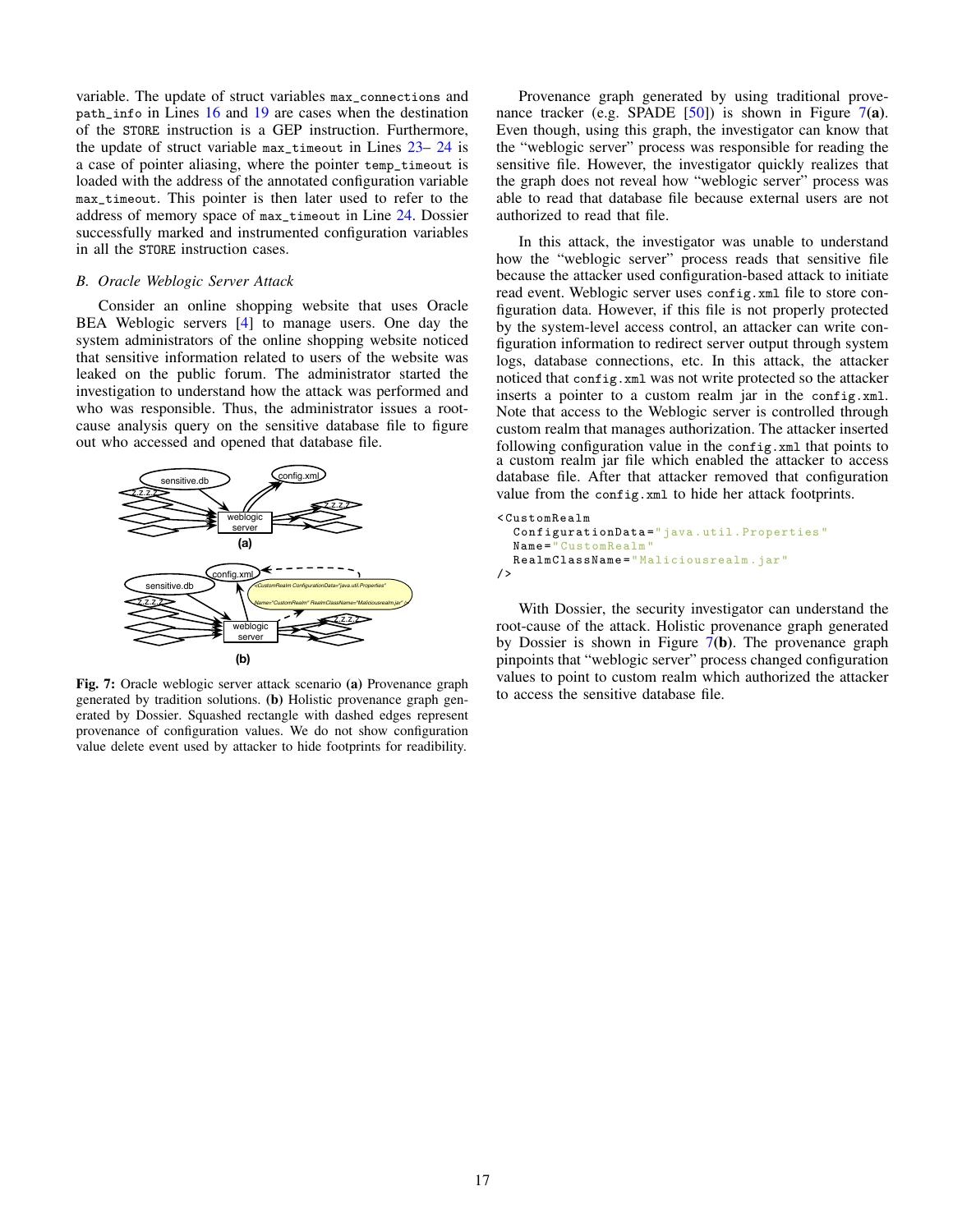variable. The update of struct variables `max_connections` and `path_info` in Lines 16 and 19 are cases when the destination of the `STORE` instruction is a GEP instruction. Furthermore, the update of struct variable `max_timeout` in Lines 23– 24 is a case of pointer aliasing, where the pointer `temp_timeout` is loaded with the address of the annotated configuration variable `max_timeout`. This pointer is then later used to refer to the address of memory space of `max_timeout` in Line 24. Dossier successfully marked and instrumented configuration variables in all the `STORE` instruction cases.

### B. Oracle Weblogic Server Attack

Consider an online shopping website that uses Oracle BEA Weblogic servers [4] to manage users. One day the system administrators of the online shopping website noticed that sensitive information related to users of the website was leaked on the public forum. The administrator started the investigation to understand how the attack was performed and who was responsible. Thus, the administrator issues a root-cause analysis query on the sensitive database file to figure out who accessed and opened that database file.

sensitive.db
config.xml
z.z.z.z
weblogic server
z.z.z.z
(a)

config.xml
sensitive.db
<CustomRealm ConfigurationData="java.util.Properties"
Name="CustomRealm" RealmClassName="Maliciousrealm.jar" />
z.z.z.z
weblogic server
z.z.z.z
(b)

**Fig. 7:** Oracle weblogic server attack scenario **(a)** Provenance graph generated by tradition solutions. **(b)** Holistic provenance graph generated by Dossier. Squashed rectangle with dashed edges represent provenance of configuration values. We do not show configuration value delete event used by attacker to hide footprints for readibility.

Provenance graph generated by using traditional provenance tracker (e.g. SPADE [50]) is shown in Figure 7**(a)**. Even though, using this graph, the investigator can know that the "weblogic server" process was responsible for reading the sensitive file. However, the investigator quickly realizes that the graph does not reveal how "weblogic server" process was able to read that database file because external users are not authorized to read that file.

In this attack, the investigator was unable to understand how the "weblogic server" process reads that sensitive file because the attacker used configuration-based attack to initiate read event. Weblogic server uses `config.xml` file to store configuration data. However, if this file is not properly protected by the system-level access control, an attacker can write configuration information to redirect server output through system logs, database connections, etc. In this attack, the attacker noticed that `config.xml` was not write protected so the attacker inserts a pointer to a custom realm jar in the `config.xml`. Note that access to the Weblogic server is controlled through custom realm that manages authorization. The attacker inserted following configuration value in the `config.xml` that points to a custom realm jar file which enabled the attacker to access database file. After that attacker removed that configuration value from the `config.xml` to hide her attack footprints.

```
<CustomRealm
  ConfigurationData="java.util.Properties"
  Name="CustomRealm"
  RealmClassName="Maliciousrealm.jar"
/>
```

With Dossier, the security investigator can understand the root-cause of the attack. Holistic provenance graph generated by Dossier is shown in Figure 7**(b)**. The provenance graph pinpoints that "weblogic server" process changed configuration values to point to custom realm which authorized the attacker to access the sensitive database file.